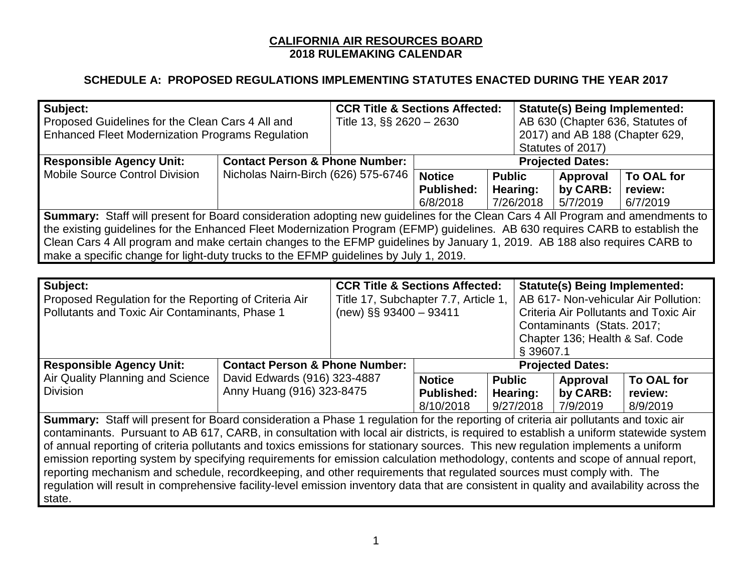**CALIFORNIA AIR RESOURCES BOARD**
**2018 RULEMAKING CALENDAR**

## SCHEDULE A: PROPOSED REGULATIONS IMPLEMENTING STATUTES ENACTED DURING THE YEAR 2017

| | | | | | |
|---|---|---|---|---|---|
| **Subject:** Proposed Guidelines for the Clean Cars 4 All and Enhanced Fleet Modernization Programs Regulation | | **CCR Title & Sections Affected:** Title 13, §§ 2620 – 2630 | | **Statute(s) Being Implemented:** AB 630 (Chapter 636, Statutes of 2017) and AB 188 (Chapter 629, Statutes of 2017) | |
| **Responsible Agency Unit:** Mobile Source Control Division | **Contact Person & Phone Number:** Nicholas Nairn-Birch (626) 575-6746 | **Projected Dates:** | | | |
| | | **Notice Published:** 6/8/2018 | **Public Hearing:** 7/26/2018 | **Approval by CARB:** 5/7/2019 | **To OAL for review:** 6/7/2019 |
| **Summary:** Staff will present for Board consideration adopting new guidelines for the Clean Cars 4 All Program and amendments to the existing guidelines for the Enhanced Fleet Modernization Program (EFMP) guidelines. AB 630 requires CARB to establish the Clean Cars 4 All program and make certain changes to the EFMP guidelines by January 1, 2019. AB 188 also requires CARB to make a specific change for light-duty trucks to the EFMP guidelines by July 1, 2019. | | | | | |

| | | | | | |
|---|---|---|---|---|---|
| **Subject:** Proposed Regulation for the Reporting of Criteria Air Pollutants and Toxic Air Contaminants, Phase 1 | | **CCR Title & Sections Affected:** Title 17, Subchapter 7.7, Article 1, (new) §§ 93400 – 93411 | | **Statute(s) Being Implemented:** AB 617- Non-vehicular Air Pollution: Criteria Air Pollutants and Toxic Air Contaminants (Stats. 2017; Chapter 136; Health & Saf. Code § 39607.1 | |
| **Responsible Agency Unit:** Air Quality Planning and Science Division | **Contact Person & Phone Number:** David Edwards (916) 323-4887 Anny Huang (916) 323-8475 | **Projected Dates:** | | | |
| | | **Notice Published:** 8/10/2018 | **Public Hearing:** 9/27/2018 | **Approval by CARB:** 7/9/2019 | **To OAL for review:** 8/9/2019 |
| **Summary:** Staff will present for Board consideration a Phase 1 regulation for the reporting of criteria air pollutants and toxic air contaminants. Pursuant to AB 617, CARB, in consultation with local air districts, is required to establish a uniform statewide system of annual reporting of criteria pollutants and toxics emissions for stationary sources. This new regulation implements a uniform emission reporting system by specifying requirements for emission calculation methodology, contents and scope of annual report, reporting mechanism and schedule, recordkeeping, and other requirements that regulated sources must comply with. The regulation will result in comprehensive facility-level emission inventory data that are consistent in quality and availability across the state. | | | | | |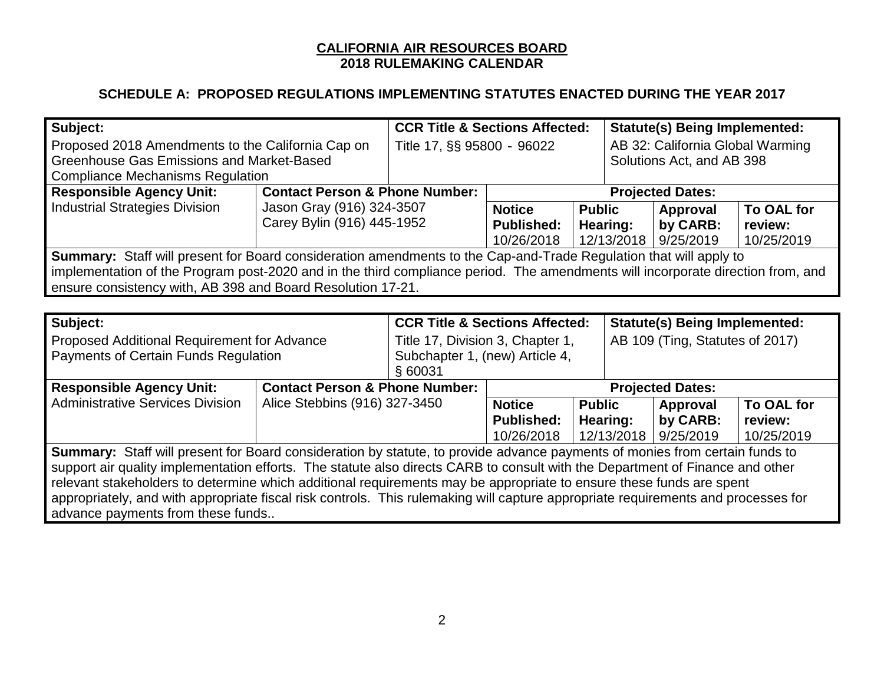**CALIFORNIA AIR RESOURCES BOARD**
**2018 RULEMAKING CALENDAR**

**SCHEDULE A: PROPOSED REGULATIONS IMPLEMENTING STATUTES ENACTED DURING THE YEAR 2017**

| **Subject:** Proposed 2018 Amendments to the California Cap on Greenhouse Gas Emissions and Market-Based Compliance Mechanisms Regulation | | **CCR Title & Sections Affected:** Title 17, §§ 95800 - 96022 | | **Statute(s) Being Implemented:** AB 32: California Global Warming Solutions Act, and AB 398 | |
|---|---|---|---|---|---|
| **Responsible Agency Unit:** | **Contact Person & Phone Number:** | **Projected Dates:** | | | |
| Industrial Strategies Division | Jason Gray (916) 324-3507 Carey Bylin (916) 445-1952 | **Notice Published:** 10/26/2018 | **Public Hearing:** 12/13/2018 | **Approval by CARB:** 9/25/2019 | **To OAL for review:** 10/25/2019 |
| **Summary:** Staff will present for Board consideration amendments to the Cap-and-Trade Regulation that will apply to implementation of the Program post-2020 and in the third compliance period. The amendments will incorporate direction from, and ensure consistency with, AB 398 and Board Resolution 17-21. | | | | | |

| **Subject:** Proposed Additional Requirement for Advance Payments of Certain Funds Regulation | | **CCR Title & Sections Affected:** Title 17, Division 3, Chapter 1, Subchapter 1, (new) Article 4, § 60031 | | **Statute(s) Being Implemented:** AB 109 (Ting, Statutes of 2017) | |
|---|---|---|---|---|---|
| **Responsible Agency Unit:** | **Contact Person & Phone Number:** | **Projected Dates:** | | | |
| Administrative Services Division | Alice Stebbins (916) 327-3450 | **Notice Published:** 10/26/2018 | **Public Hearing:** 12/13/2018 | **Approval by CARB:** 9/25/2019 | **To OAL for review:** 10/25/2019 |
| **Summary:** Staff will present for Board consideration by statute, to provide advance payments of monies from certain funds to support air quality implementation efforts. The statute also directs CARB to consult with the Department of Finance and other relevant stakeholders to determine which additional requirements may be appropriate to ensure these funds are spent appropriately, and with appropriate fiscal risk controls. This rulemaking will capture appropriate requirements and processes for advance payments from these funds.. | | | | | |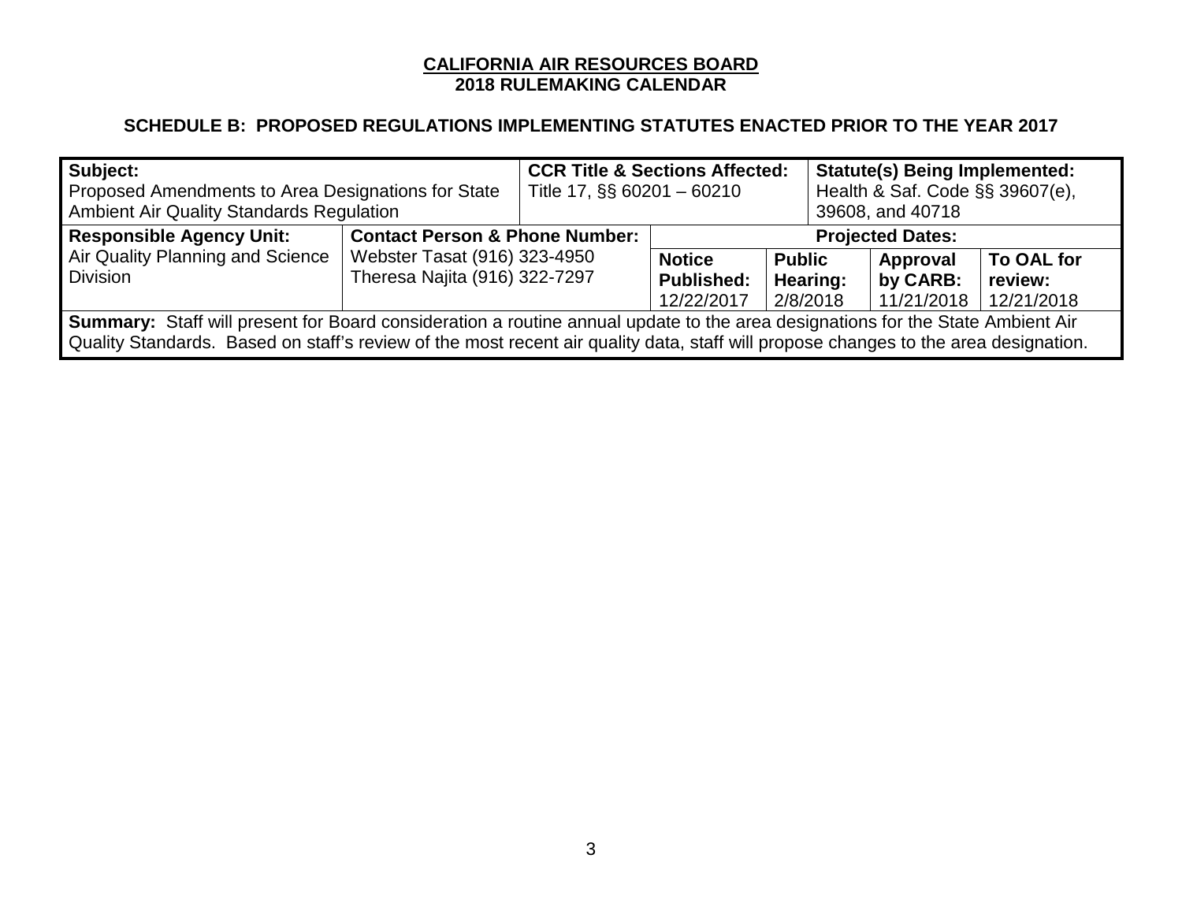**CALIFORNIA AIR RESOURCES BOARD**
**2018 RULEMAKING CALENDAR**

## SCHEDULE B: PROPOSED REGULATIONS IMPLEMENTING STATUTES ENACTED PRIOR TO THE YEAR 2017

| | | | | | |
|---|---|---|---|---|---|
| **Subject:** Proposed Amendments to Area Designations for State Ambient Air Quality Standards Regulation | | **CCR Title & Sections Affected:** Title 17, §§ 60201 – 60210 | | **Statute(s) Being Implemented:** Health & Saf. Code §§ 39607(e), 39608, and 40718 | |
| **Responsible Agency Unit:** Air Quality Planning and Science Division | **Contact Person & Phone Number:** Webster Tasat (916) 323-4950 Theresa Najita (916) 322-7297 | **Projected Dates:** **Notice Published:** 12/22/2017 | **Public Hearing:** 2/8/2018 | **Approval by CARB:** 11/21/2018 | **To OAL for review:** 12/21/2018 |
| **Summary:** Staff will present for Board consideration a routine annual update to the area designations for the State Ambient Air Quality Standards. Based on staff's review of the most recent air quality data, staff will propose changes to the area designation. | | | | | |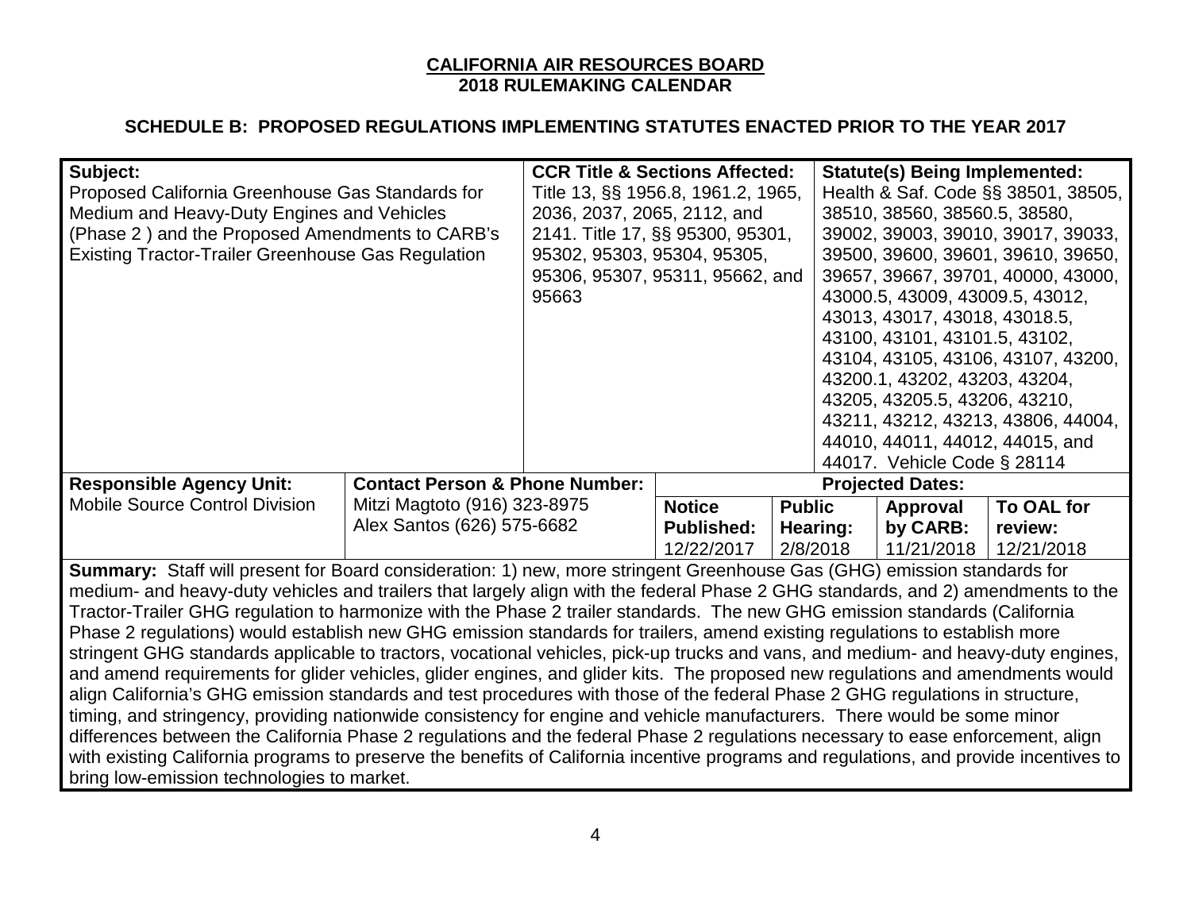**CALIFORNIA AIR RESOURCES BOARD**
**2018 RULEMAKING CALENDAR**

**SCHEDULE B: PROPOSED REGULATIONS IMPLEMENTING STATUTES ENACTED PRIOR TO THE YEAR 2017**

| | | | | | |
|---|---|---|---|---|---|
| **Subject:** Proposed California Greenhouse Gas Standards for Medium and Heavy-Duty Engines and Vehicles (Phase 2 ) and the Proposed Amendments to CARB's Existing Tractor-Trailer Greenhouse Gas Regulation | | **CCR Title & Sections Affected:** Title 13, §§ 1956.8, 1961.2, 1965, 2036, 2037, 2065, 2112, and 2141. Title 17, §§ 95300, 95301, 95302, 95303, 95304, 95305, 95306, 95307, 95311, 95662, and 95663 | | **Statute(s) Being Implemented:** Health & Saf. Code §§ 38501, 38505, 38510, 38560, 38560.5, 38580, 39002, 39003, 39010, 39017, 39033, 39500, 39600, 39601, 39610, 39650, 39657, 39667, 39701, 40000, 43000, 43000.5, 43009, 43009.5, 43012, 43013, 43017, 43018, 43018.5, 43100, 43101, 43101.5, 43102, 43104, 43105, 43106, 43107, 43200, 43200.1, 43202, 43203, 43204, 43205, 43205.5, 43206, 43210, 43211, 43212, 43213, 43806, 44004, 44010, 44011, 44012, 44015, and 44017. Vehicle Code § 28114 | |
| **Responsible Agency Unit:** | **Contact Person & Phone Number:** | **Projected Dates:** | | | |
| Mobile Source Control Division | Mitzi Magtoto (916) 323-8975<br>Alex Santos (626) 575-6682 | **Notice Published:** 12/22/2017 | **Public Hearing:** 2/8/2018 | **Approval by CARB:** 11/21/2018 | **To OAL for review:** 12/21/2018 |

**Summary:** Staff will present for Board consideration: 1) new, more stringent Greenhouse Gas (GHG) emission standards for medium- and heavy-duty vehicles and trailers that largely align with the federal Phase 2 GHG standards, and 2) amendments to the Tractor-Trailer GHG regulation to harmonize with the Phase 2 trailer standards. The new GHG emission standards (California Phase 2 regulations) would establish new GHG emission standards for trailers, amend existing regulations to establish more stringent GHG standards applicable to tractors, vocational vehicles, pick-up trucks and vans, and medium- and heavy-duty engines, and amend requirements for glider vehicles, glider engines, and glider kits. The proposed new regulations and amendments would align California's GHG emission standards and test procedures with those of the federal Phase 2 GHG regulations in structure, timing, and stringency, providing nationwide consistency for engine and vehicle manufacturers. There would be some minor differences between the California Phase 2 regulations and the federal Phase 2 regulations necessary to ease enforcement, align with existing California programs to preserve the benefits of California incentive programs and regulations, and provide incentives to bring low-emission technologies to market.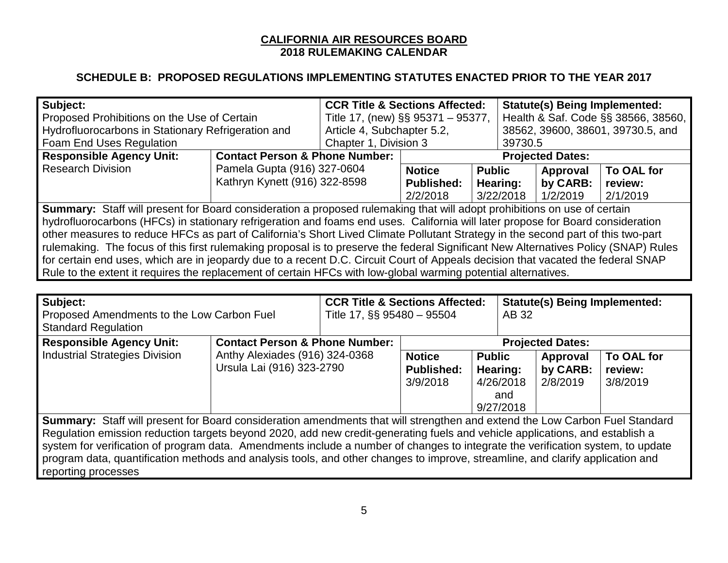**CALIFORNIA AIR RESOURCES BOARD**
**2018 RULEMAKING CALENDAR**

**SCHEDULE B: PROPOSED REGULATIONS IMPLEMENTING STATUTES ENACTED PRIOR TO THE YEAR 2017**

| | | | | | |
|---|---|---|---|---|---|
| **Subject:** Proposed Prohibitions on the Use of Certain Hydrofluorocarbons in Stationary Refrigeration and Foam End Uses Regulation | | **CCR Title & Sections Affected:** Title 17, (new) §§ 95371 – 95377, Article 4, Subchapter 5.2, Chapter 1, Division 3 | | **Statute(s) Being Implemented:** Health & Saf. Code §§ 38566, 38560, 38562, 39600, 38601, 39730.5, and 39730.5 | |
| **Responsible Agency Unit:** | **Contact Person & Phone Number:** | **Projected Dates:** | | | |
| Research Division | Pamela Gupta (916) 327-0604<br>Kathryn Kynett (916) 322-8598 | **Notice Published:** 2/2/2018 | **Public Hearing:** 3/22/2018 | **Approval by CARB:** 1/2/2019 | **To OAL for review:** 2/1/2019 |
| **Summary:** Staff will present for Board consideration a proposed rulemaking that will adopt prohibitions on use of certain hydrofluorocarbons (HFCs) in stationary refrigeration and foams end uses. California will later propose for Board consideration other measures to reduce HFCs as part of California's Short Lived Climate Pollutant Strategy in the second part of this two-part rulemaking. The focus of this first rulemaking proposal is to preserve the federal Significant New Alternatives Policy (SNAP) Rules for certain end uses, which are in jeopardy due to a recent D.C. Circuit Court of Appeals decision that vacated the federal SNAP Rule to the extent it requires the replacement of certain HFCs with low-global warming potential alternatives. | | | | | |

| | | | | | |
|---|---|---|---|---|---|
| **Subject:** Proposed Amendments to the Low Carbon Fuel Standard Regulation | | **CCR Title & Sections Affected:** Title 17, §§ 95480 – 95504 | | **Statute(s) Being Implemented:** AB 32 | |
| **Responsible Agency Unit:** | **Contact Person & Phone Number:** | **Projected Dates:** | | | |
| Industrial Strategies Division | Anthy Alexiades (916) 324-0368<br>Ursula Lai (916) 323-2790 | **Notice Published:** 3/9/2018 | **Public Hearing:** 4/26/2018 and 9/27/2018 | **Approval by CARB:** 2/8/2019 | **To OAL for review:** 3/8/2019 |
| **Summary:** Staff will present for Board consideration amendments that will strengthen and extend the Low Carbon Fuel Standard Regulation emission reduction targets beyond 2020, add new credit-generating fuels and vehicle applications, and establish a system for verification of program data. Amendments include a number of changes to integrate the verification system, to update program data, quantification methods and analysis tools, and other changes to improve, streamline, and clarify application and reporting processes | | | | | |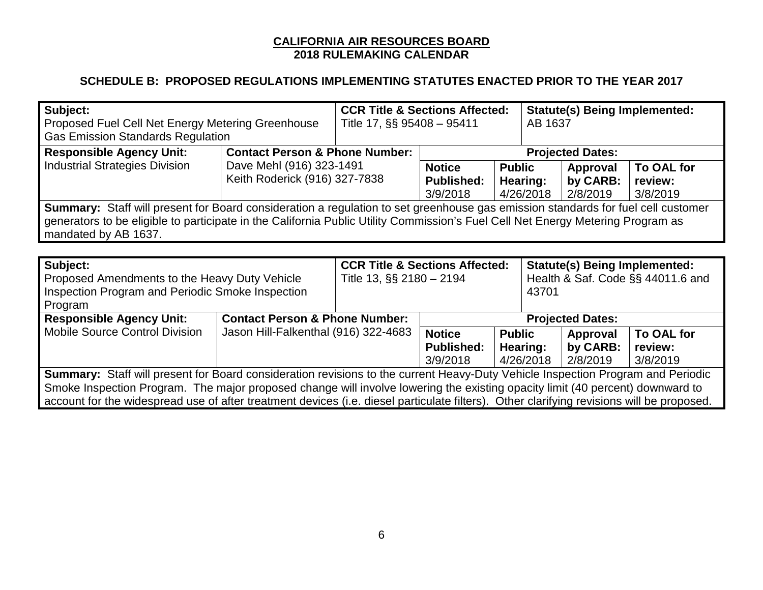**CALIFORNIA AIR RESOURCES BOARD**
**2018 RULEMAKING CALENDAR**

**SCHEDULE B: PROPOSED REGULATIONS IMPLEMENTING STATUTES ENACTED PRIOR TO THE YEAR 2017**

| | | | | | |
|---|---|---|---|---|---|
| **Subject:** Proposed Fuel Cell Net Energy Metering Greenhouse Gas Emission Standards Regulation | | **CCR Title & Sections Affected:** Title 17, §§ 95408 – 95411 | | **Statute(s) Being Implemented:** AB 1637 | |
| **Responsible Agency Unit:** | **Contact Person & Phone Number:** | **Projected Dates:** | | | |
| Industrial Strategies Division | Dave Mehl (916) 323-1491<br>Keith Roderick (916) 327-7838 | **Notice Published:** 3/9/2018 | **Public Hearing:** 4/26/2018 | **Approval by CARB:** 2/8/2019 | **To OAL for review:** 3/8/2019 |
| **Summary:** Staff will present for Board consideration a regulation to set greenhouse gas emission standards for fuel cell customer generators to be eligible to participate in the California Public Utility Commission's Fuel Cell Net Energy Metering Program as mandated by AB 1637. | | | | | |

| | | | | | |
|---|---|---|---|---|---|
| **Subject:** Proposed Amendments to the Heavy Duty Vehicle Inspection Program and Periodic Smoke Inspection Program | | **CCR Title & Sections Affected:** Title 13, §§ 2180 – 2194 | | **Statute(s) Being Implemented:** Health & Saf. Code §§ 44011.6 and 43701 | |
| **Responsible Agency Unit:** | **Contact Person & Phone Number:** | **Projected Dates:** | | | |
| Mobile Source Control Division | Jason Hill-Falkenthal (916) 322-4683 | **Notice Published:** 3/9/2018 | **Public Hearing:** 4/26/2018 | **Approval by CARB:** 2/8/2019 | **To OAL for review:** 3/8/2019 |
| **Summary:** Staff will present for Board consideration revisions to the current Heavy-Duty Vehicle Inspection Program and Periodic Smoke Inspection Program. The major proposed change will involve lowering the existing opacity limit (40 percent) downward to account for the widespread use of after treatment devices (i.e. diesel particulate filters). Other clarifying revisions will be proposed. | | | | | |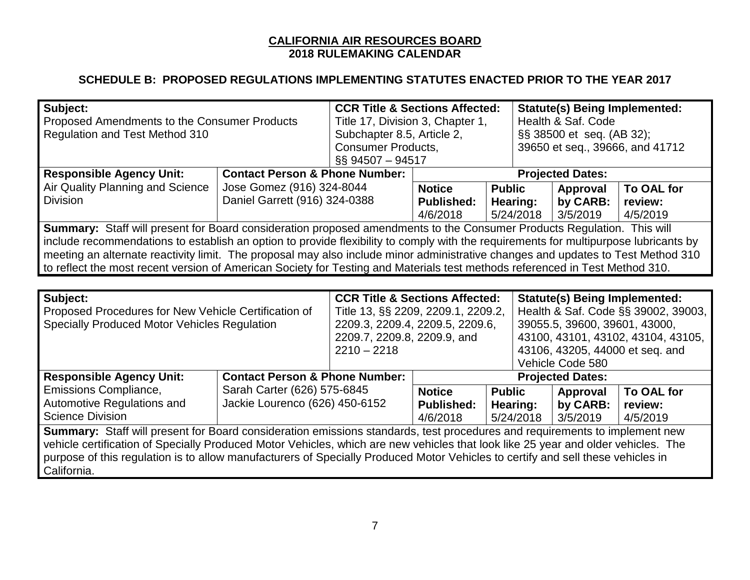**CALIFORNIA AIR RESOURCES BOARD**
**2018 RULEMAKING CALENDAR**

**SCHEDULE B: PROPOSED REGULATIONS IMPLEMENTING STATUTES ENACTED PRIOR TO THE YEAR 2017**

| | | | | | | | |
|---|---|---|---|---|---|---|---|
| **Subject:** Proposed Amendments to the Consumer Products Regulation and Test Method 310 | | **CCR Title & Sections Affected:** Title 17, Division 3, Chapter 1, Subchapter 8.5, Article 2, Consumer Products, §§ 94507 – 94517 | | | **Statute(s) Being Implemented:** Health & Saf. Code §§ 38500 et seq. (AB 32); 39650 et seq., 39666, and 41712 | | |
| **Responsible Agency Unit:** | **Contact Person & Phone Number:** | | **Projected Dates:** | | | | |
| Air Quality Planning and Science Division | Jose Gomez (916) 324-8044 Daniel Garrett (916) 324-0388 | | **Notice Published:** 4/6/2018 | **Public Hearing:** 5/24/2018 | | **Approval by CARB:** 3/5/2019 | **To OAL for review:** 4/5/2019 |
| **Summary:** Staff will present for Board consideration proposed amendments to the Consumer Products Regulation. This will include recommendations to establish an option to provide flexibility to comply with the requirements for multipurpose lubricants by meeting an alternate reactivity limit. The proposal may also include minor administrative changes and updates to Test Method 310 to reflect the most recent version of American Society for Testing and Materials test methods referenced in Test Method 310. | | | | | | | |

| | | | | | | | |
|---|---|---|---|---|---|---|---|
| **Subject:** Proposed Procedures for New Vehicle Certification of Specially Produced Motor Vehicles Regulation | | **CCR Title & Sections Affected:** Title 13, §§ 2209, 2209.1, 2209.2, 2209.3, 2209.4, 2209.5, 2209.6, 2209.7, 2209.8, 2209.9, and 2210 – 2218 | | | **Statute(s) Being Implemented:** Health & Saf. Code §§ 39002, 39003, 39055.5, 39600, 39601, 43000, 43100, 43101, 43102, 43104, 43105, 43106, 43205, 44000 et seq. and Vehicle Code 580 | | |
| **Responsible Agency Unit:** | **Contact Person & Phone Number:** | | **Projected Dates:** | | | | |
| Emissions Compliance, Automotive Regulations and Science Division | Sarah Carter (626) 575-6845 Jackie Lourenco (626) 450-6152 | | **Notice Published:** 4/6/2018 | **Public Hearing:** 5/24/2018 | | **Approval by CARB:** 3/5/2019 | **To OAL for review:** 4/5/2019 |
| **Summary:** Staff will present for Board consideration emissions standards, test procedures and requirements to implement new vehicle certification of Specially Produced Motor Vehicles, which are new vehicles that look like 25 year and older vehicles. The purpose of this regulation is to allow manufacturers of Specially Produced Motor Vehicles to certify and sell these vehicles in California. | | | | | | | |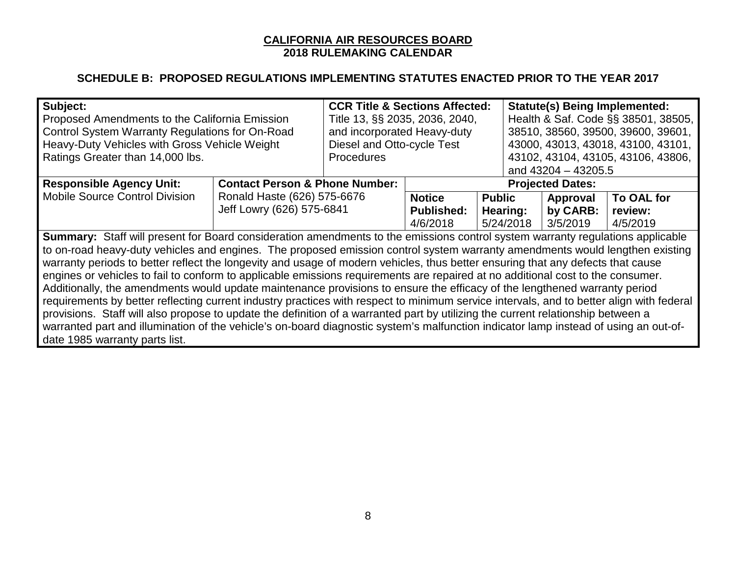**CALIFORNIA AIR RESOURCES BOARD**
**2018 RULEMAKING CALENDAR**

**SCHEDULE B: PROPOSED REGULATIONS IMPLEMENTING STATUTES ENACTED PRIOR TO THE YEAR 2017**

| | | | | | |
|---|---|---|---|---|---|
| **Subject:** Proposed Amendments to the California Emission Control System Warranty Regulations for On-Road Heavy-Duty Vehicles with Gross Vehicle Weight Ratings Greater than 14,000 lbs. | | **CCR Title & Sections Affected:** Title 13, §§ 2035, 2036, 2040, and incorporated Heavy-duty Diesel and Otto-cycle Test Procedures | | **Statute(s) Being Implemented:** Health & Saf. Code §§ 38501, 38505, 38510, 38560, 39500, 39600, 39601, 43000, 43013, 43018, 43100, 43101, 43102, 43104, 43105, 43106, 43806, and 43204 – 43205.5 | |
| **Responsible Agency Unit:** Mobile Source Control Division | **Contact Person & Phone Number:** Ronald Haste (626) 575-6676 Jeff Lowry (626) 575-6841 | **Projected Dates:** | | | |
| | | **Notice Published:** 4/6/2018 | **Public Hearing:** 5/24/2018 | **Approval by CARB:** 3/5/2019 | **To OAL for review:** 4/5/2019 |

**Summary:** Staff will present for Board consideration amendments to the emissions control system warranty regulations applicable to on-road heavy-duty vehicles and engines. The proposed emission control system warranty amendments would lengthen existing warranty periods to better reflect the longevity and usage of modern vehicles, thus better ensuring that any defects that cause engines or vehicles to fail to conform to applicable emissions requirements are repaired at no additional cost to the consumer. Additionally, the amendments would update maintenance provisions to ensure the efficacy of the lengthened warranty period requirements by better reflecting current industry practices with respect to minimum service intervals, and to better align with federal provisions. Staff will also propose to update the definition of a warranted part by utilizing the current relationship between a warranted part and illumination of the vehicle's on-board diagnostic system's malfunction indicator lamp instead of using an out-of-date 1985 warranty parts list.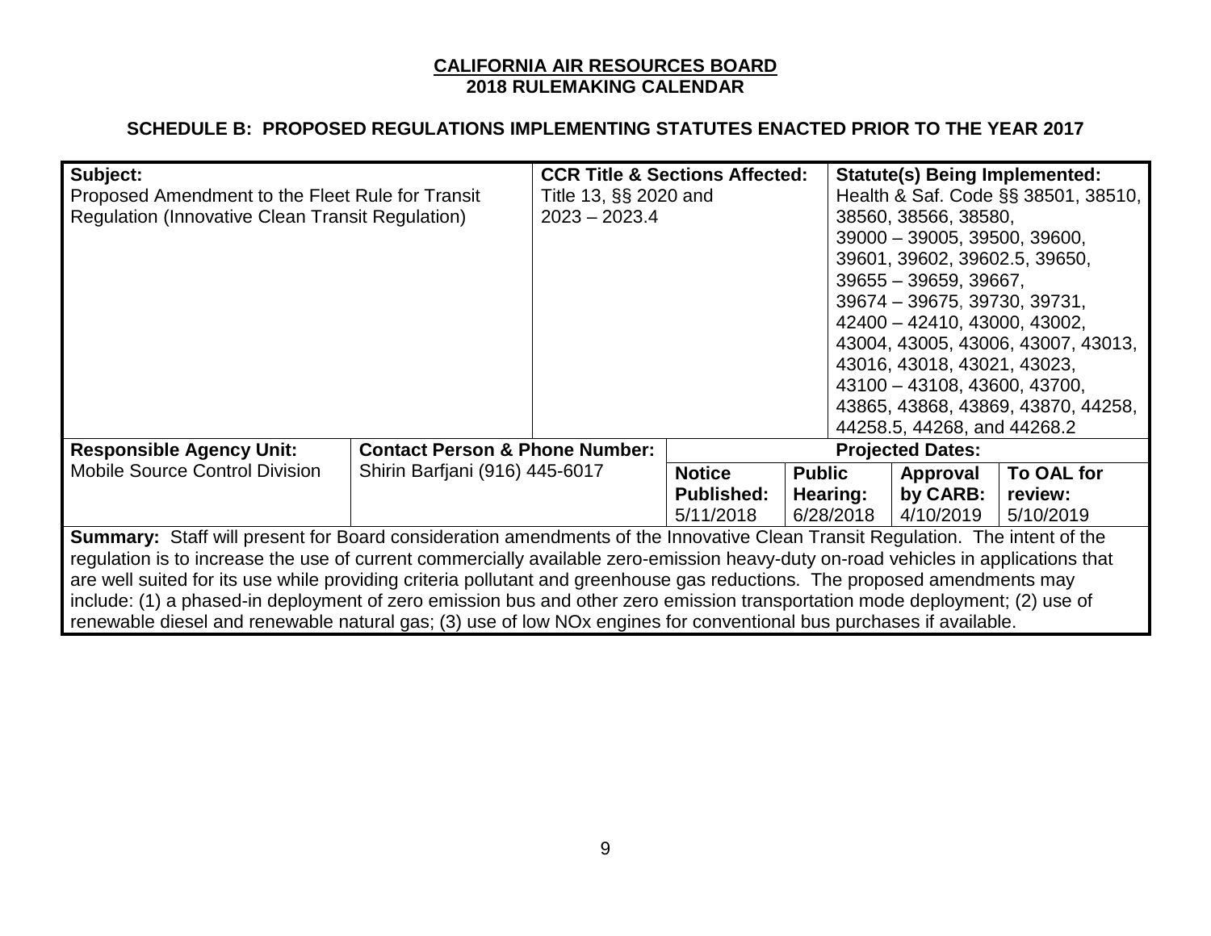**CALIFORNIA AIR RESOURCES BOARD**
**2018 RULEMAKING CALENDAR**

**SCHEDULE B: PROPOSED REGULATIONS IMPLEMENTING STATUTES ENACTED PRIOR TO THE YEAR 2017**

| | | | | | | |
|---|---|---|---|---|---|---|
| **Subject:** Proposed Amendment to the Fleet Rule for Transit Regulation (Innovative Clean Transit Regulation) | | **CCR Title & Sections Affected:** Title 13, §§ 2020 and 2023 – 2023.4 | | **Statute(s) Being Implemented:** Health & Saf. Code §§ 38501, 38510, 38560, 38566, 38580, 39000 – 39005, 39500, 39600, 39601, 39602, 39602.5, 39650, 39655 – 39659, 39667, 39674 – 39675, 39730, 39731, 42400 – 42410, 43000, 43002, 43004, 43005, 43006, 43007, 43013, 43016, 43018, 43021, 43023, 43100 – 43108, 43600, 43700, 43865, 43868, 43869, 43870, 44258, 44258.5, 44268, and 44268.2 | | |
| **Responsible Agency Unit:** | **Contact Person & Phone Number:** | **Projected Dates:** | | | | |
| Mobile Source Control Division | Shirin Barfjani (916) 445-6017 | **Notice Published:** 5/11/2018 | **Public Hearing:** 6/28/2018 | **Approval by CARB:** 4/10/2019 | **To OAL for review:** 5/10/2019 | |

**Summary:** Staff will present for Board consideration amendments of the Innovative Clean Transit Regulation. The intent of the regulation is to increase the use of current commercially available zero-emission heavy-duty on-road vehicles in applications that are well suited for its use while providing criteria pollutant and greenhouse gas reductions. The proposed amendments may include: (1) a phased-in deployment of zero emission bus and other zero emission transportation mode deployment; (2) use of renewable diesel and renewable natural gas; (3) use of low NOx engines for conventional bus purchases if available.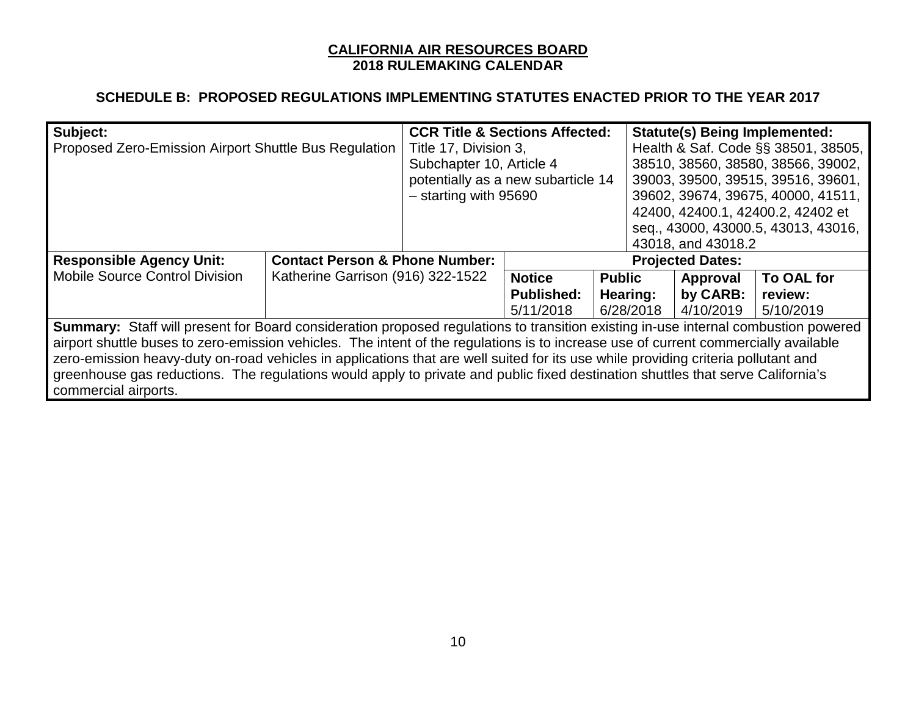**CALIFORNIA AIR RESOURCES BOARD**
**2018 RULEMAKING CALENDAR**

**SCHEDULE B: PROPOSED REGULATIONS IMPLEMENTING STATUTES ENACTED PRIOR TO THE YEAR 2017**

| | | | | | |
|---|---|---|---|---|---|
| **Subject:** Proposed Zero-Emission Airport Shuttle Bus Regulation | | **CCR Title & Sections Affected:** Title 17, Division 3, Subchapter 10, Article 4 potentially as a new subarticle 14 – starting with 95690 | | **Statute(s) Being Implemented:** Health & Saf. Code §§ 38501, 38505, 38510, 38560, 38580, 38566, 39002, 39003, 39500, 39515, 39516, 39601, 39602, 39674, 39675, 40000, 41511, 42400, 42400.1, 42400.2, 42402 et seq., 43000, 43000.5, 43013, 43016, 43018, and 43018.2 | |
| **Responsible Agency Unit:** | **Contact Person & Phone Number:** | **Projected Dates:** | | | |
| Mobile Source Control Division | Katherine Garrison (916) 322-1522 | **Notice Published:** 5/11/2018 | **Public Hearing:** 6/28/2018 | **Approval by CARB:** 4/10/2019 | **To OAL for review:** 5/10/2019 |
| **Summary:** Staff will present for Board consideration proposed regulations to transition existing in-use internal combustion powered airport shuttle buses to zero-emission vehicles. The intent of the regulations is to increase use of current commercially available zero-emission heavy-duty on-road vehicles in applications that are well suited for its use while providing criteria pollutant and greenhouse gas reductions. The regulations would apply to private and public fixed destination shuttles that serve California's commercial airports. | | | | | |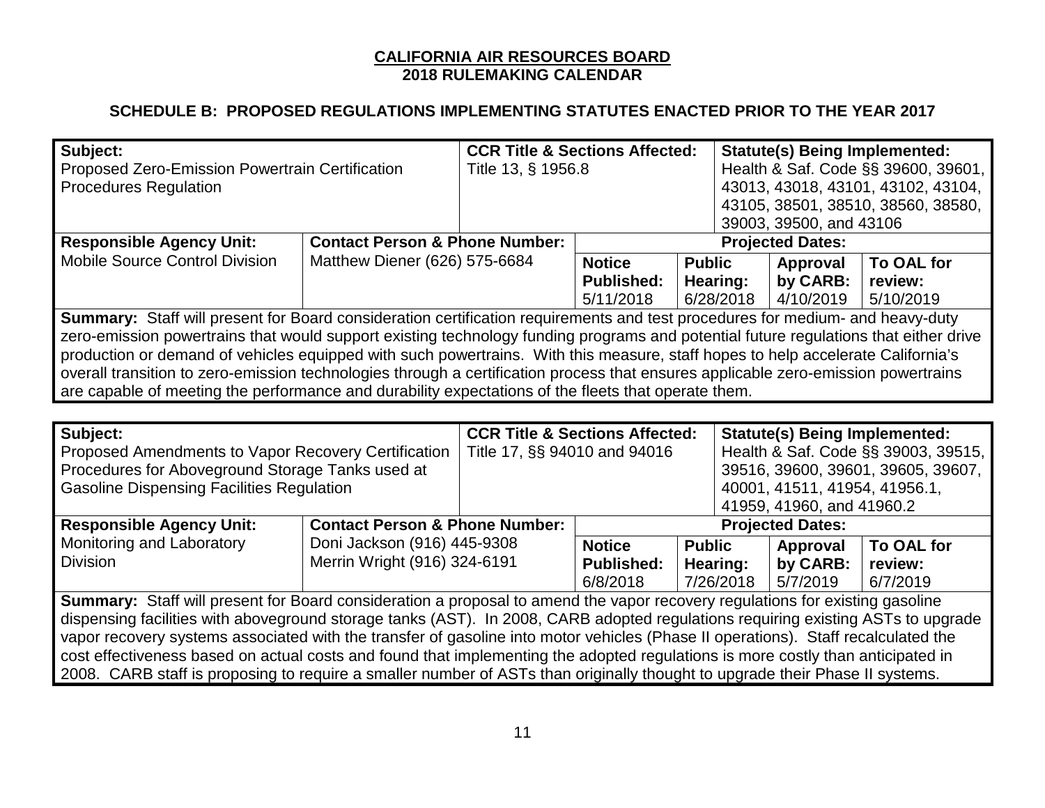**CALIFORNIA AIR RESOURCES BOARD**
**2018 RULEMAKING CALENDAR**

**SCHEDULE B: PROPOSED REGULATIONS IMPLEMENTING STATUTES ENACTED PRIOR TO THE YEAR 2017**

| | | | | | |
|---|---|---|---|---|---|
| **Subject:** Proposed Zero-Emission Powertrain Certification Procedures Regulation | | **CCR Title & Sections Affected:** Title 13, § 1956.8 | | **Statute(s) Being Implemented:** Health & Saf. Code §§ 39600, 39601, 43013, 43018, 43101, 43102, 43104, 43105, 38501, 38510, 38560, 38580, 39003, 39500, and 43106 | |
| **Responsible Agency Unit:** Mobile Source Control Division | **Contact Person & Phone Number:** Matthew Diener (626) 575-6684 | **Projected Dates:** | | | |
| | | **Notice Published:** 5/11/2018 | **Public Hearing:** 6/28/2018 | **Approval by CARB:** 4/10/2019 | **To OAL for review:** 5/10/2019 |

**Summary:** Staff will present for Board consideration certification requirements and test procedures for medium- and heavy-duty zero-emission powertrains that would support existing technology funding programs and potential future regulations that either drive production or demand of vehicles equipped with such powertrains. With this measure, staff hopes to help accelerate California's overall transition to zero-emission technologies through a certification process that ensures applicable zero-emission powertrains are capable of meeting the performance and durability expectations of the fleets that operate them.

| | | | | | |
|---|---|---|---|---|---|
| **Subject:** Proposed Amendments to Vapor Recovery Certification Procedures for Aboveground Storage Tanks used at Gasoline Dispensing Facilities Regulation | | **CCR Title & Sections Affected:** Title 17, §§ 94010 and 94016 | | **Statute(s) Being Implemented:** Health & Saf. Code §§ 39003, 39515, 39516, 39600, 39601, 39605, 39607, 40001, 41511, 41954, 41956.1, 41959, 41960, and 41960.2 | |
| **Responsible Agency Unit:** Monitoring and Laboratory Division | **Contact Person & Phone Number:** Doni Jackson (916) 445-9308, Merrin Wright (916) 324-6191 | **Projected Dates:** | | | |
| | | **Notice Published:** 6/8/2018 | **Public Hearing:** 7/26/2018 | **Approval by CARB:** 5/7/2019 | **To OAL for review:** 6/7/2019 |

**Summary:** Staff will present for Board consideration a proposal to amend the vapor recovery regulations for existing gasoline dispensing facilities with aboveground storage tanks (AST). In 2008, CARB adopted regulations requiring existing ASTs to upgrade vapor recovery systems associated with the transfer of gasoline into motor vehicles (Phase II operations). Staff recalculated the cost effectiveness based on actual costs and found that implementing the adopted regulations is more costly than anticipated in 2008. CARB staff is proposing to require a smaller number of ASTs than originally thought to upgrade their Phase II systems.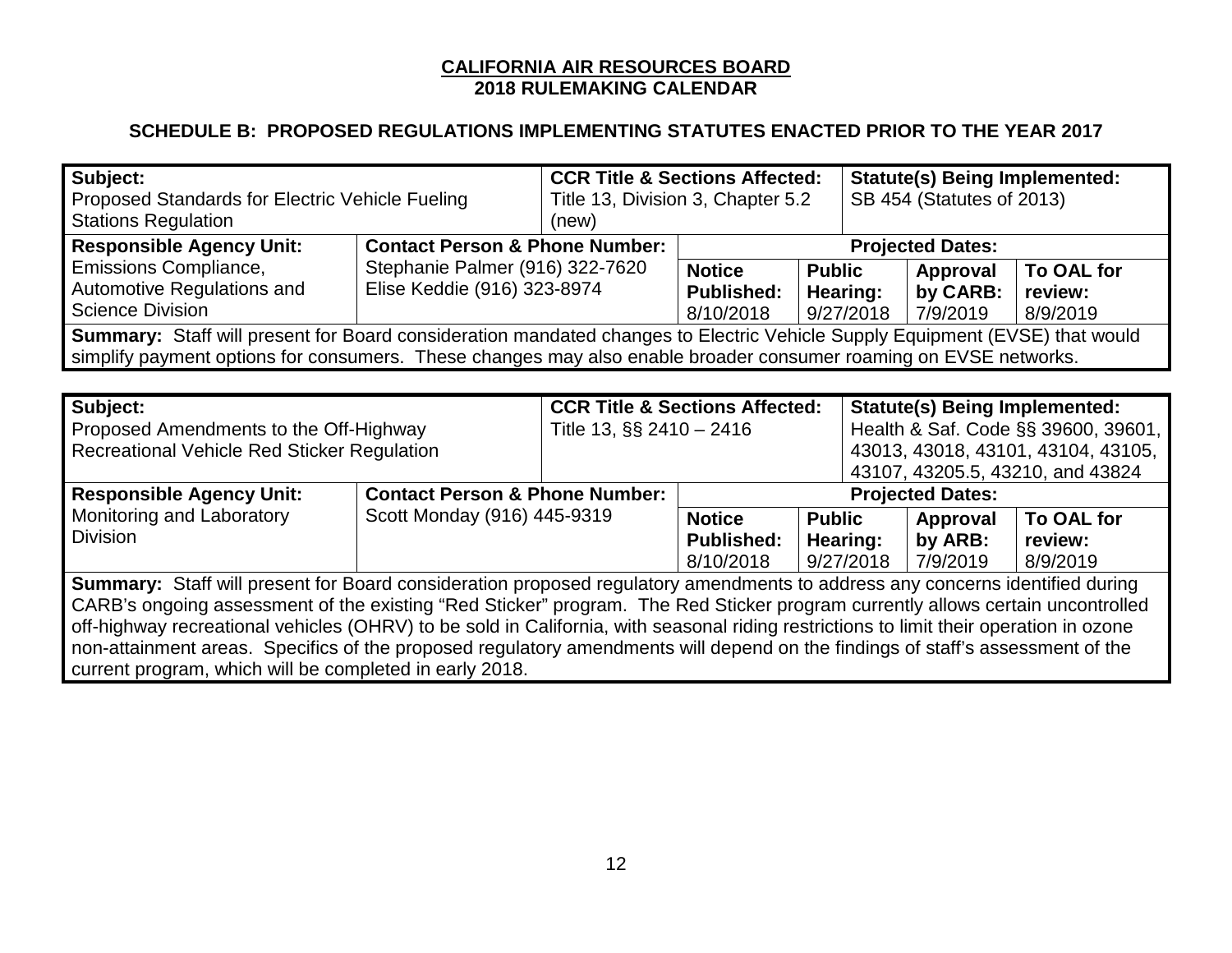**CALIFORNIA AIR RESOURCES BOARD**
**2018 RULEMAKING CALENDAR**

**SCHEDULE B: PROPOSED REGULATIONS IMPLEMENTING STATUTES ENACTED PRIOR TO THE YEAR 2017**

| | | | | | |
|---|---|---|---|---|---|
| **Subject:** Proposed Standards for Electric Vehicle Fueling Stations Regulation | | **CCR Title & Sections Affected:** Title 13, Division 3, Chapter 5.2 (new) | | **Statute(s) Being Implemented:** SB 454 (Statutes of 2013) | |
| **Responsible Agency Unit:** Emissions Compliance, Automotive Regulations and Science Division | **Contact Person & Phone Number:** Stephanie Palmer (916) 322-7620 Elise Keddie (916) 323-8974 | **Projected Dates:** | | | |
| | | **Notice Published:** 8/10/2018 | **Public Hearing:** 9/27/2018 | **Approval by CARB:** 7/9/2019 | **To OAL for review:** 8/9/2019 |
| **Summary:** Staff will present for Board consideration mandated changes to Electric Vehicle Supply Equipment (EVSE) that would simplify payment options for consumers. These changes may also enable broader consumer roaming on EVSE networks. | | | | | |

| | | | | | |
|---|---|---|---|---|---|
| **Subject:** Proposed Amendments to the Off-Highway Recreational Vehicle Red Sticker Regulation | | **CCR Title & Sections Affected:** Title 13, §§ 2410 – 2416 | | **Statute(s) Being Implemented:** Health & Saf. Code §§ 39600, 39601, 43013, 43018, 43101, 43104, 43105, 43107, 43205.5, 43210, and 43824 | |
| **Responsible Agency Unit:** Monitoring and Laboratory Division | **Contact Person & Phone Number:** Scott Monday (916) 445-9319 | **Projected Dates:** | | | |
| | | **Notice Published:** 8/10/2018 | **Public Hearing:** 9/27/2018 | **Approval by ARB:** 7/9/2019 | **To OAL for review:** 8/9/2019 |
| **Summary:** Staff will present for Board consideration proposed regulatory amendments to address any concerns identified during CARB's ongoing assessment of the existing "Red Sticker" program. The Red Sticker program currently allows certain uncontrolled off-highway recreational vehicles (OHRV) to be sold in California, with seasonal riding restrictions to limit their operation in ozone non-attainment areas. Specifics of the proposed regulatory amendments will depend on the findings of staff's assessment of the current program, which will be completed in early 2018. | | | | | |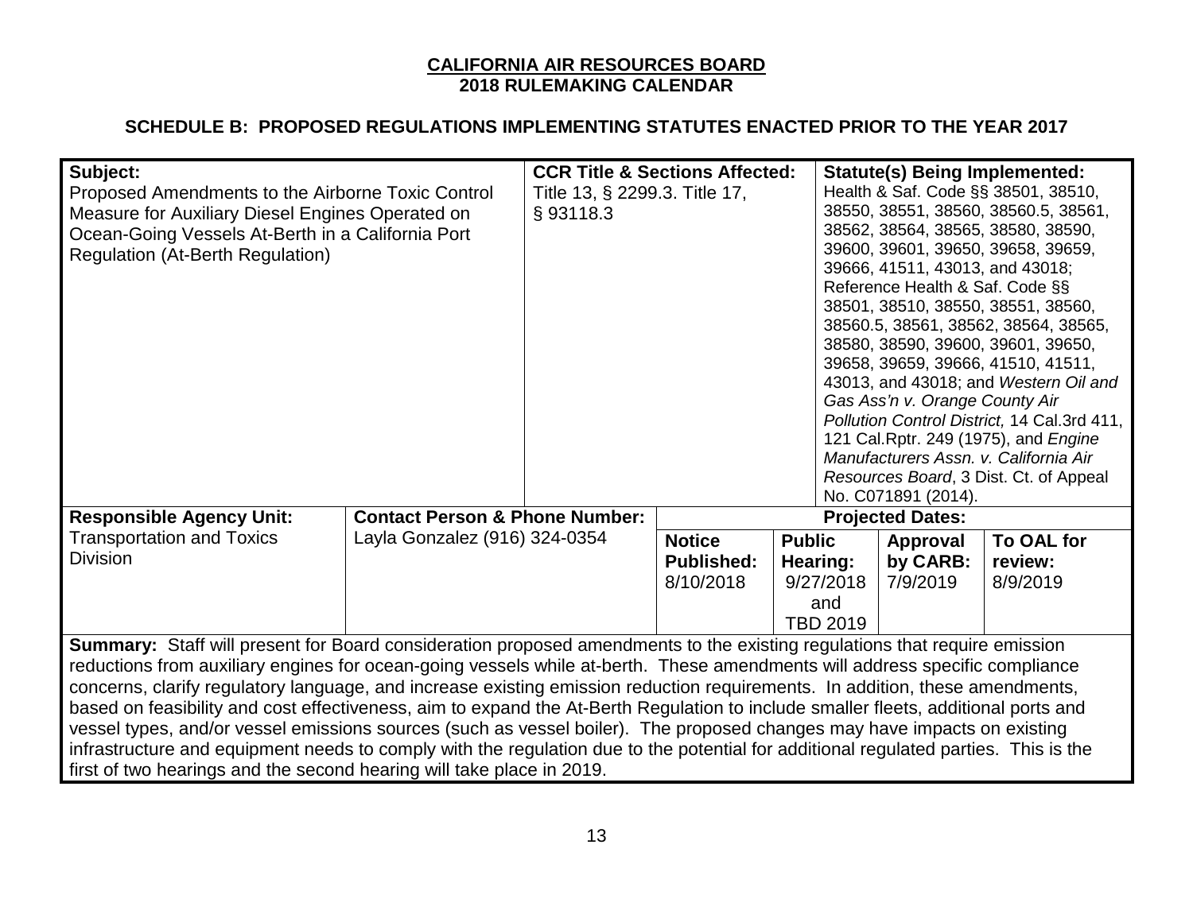**CALIFORNIA AIR RESOURCES BOARD**
**2018 RULEMAKING CALENDAR**

**SCHEDULE B: PROPOSED REGULATIONS IMPLEMENTING STATUTES ENACTED PRIOR TO THE YEAR 2017**

| | | | | | |
|---|---|---|---|---|---|
| **Subject:**<br>Proposed Amendments to the Airborne Toxic Control Measure for Auxiliary Diesel Engines Operated on Ocean-Going Vessels At-Berth in a California Port Regulation (At-Berth Regulation) | | **CCR Title & Sections Affected:**<br>Title 13, § 2299.3. Title 17, § 93118.3 | | **Statute(s) Being Implemented:**<br>Health & Saf. Code §§ 38501, 38510, 38550, 38551, 38560, 38560.5, 38561, 38562, 38564, 38565, 38580, 38590, 39600, 39601, 39650, 39658, 39659, 39666, 41511, 43013, and 43018; Reference Health & Saf. Code §§ 38501, 38510, 38550, 38551, 38560, 38560.5, 38561, 38562, 38564, 38565, 38580, 38590, 39600, 39601, 39650, 39658, 39659, 39666, 41510, 41511, 43013, and 43018; and *Western Oil and Gas Ass'n v. Orange County Air Pollution Control District,* 14 Cal.3rd 411, 121 Cal.Rptr. 249 (1975), and *Engine Manufacturers Assn. v. California Air Resources Board*, 3 Dist. Ct. of Appeal No. C071891 (2014). | |
| **Responsible Agency Unit:** | **Contact Person & Phone Number:** | **Projected Dates:** | | | |
| Transportation and Toxics Division | Layla Gonzalez (916) 324-0354 | **Notice Published:**<br>8/10/2018 | **Public Hearing:**<br>9/27/2018 and TBD 2019 | **Approval by CARB:**<br>7/9/2019 | **To OAL for review:**<br>8/9/2019 |

**Summary:** Staff will present for Board consideration proposed amendments to the existing regulations that require emission reductions from auxiliary engines for ocean-going vessels while at-berth. These amendments will address specific compliance concerns, clarify regulatory language, and increase existing emission reduction requirements. In addition, these amendments, based on feasibility and cost effectiveness, aim to expand the At-Berth Regulation to include smaller fleets, additional ports and vessel types, and/or vessel emissions sources (such as vessel boiler). The proposed changes may have impacts on existing infrastructure and equipment needs to comply with the regulation due to the potential for additional regulated parties. This is the first of two hearings and the second hearing will take place in 2019.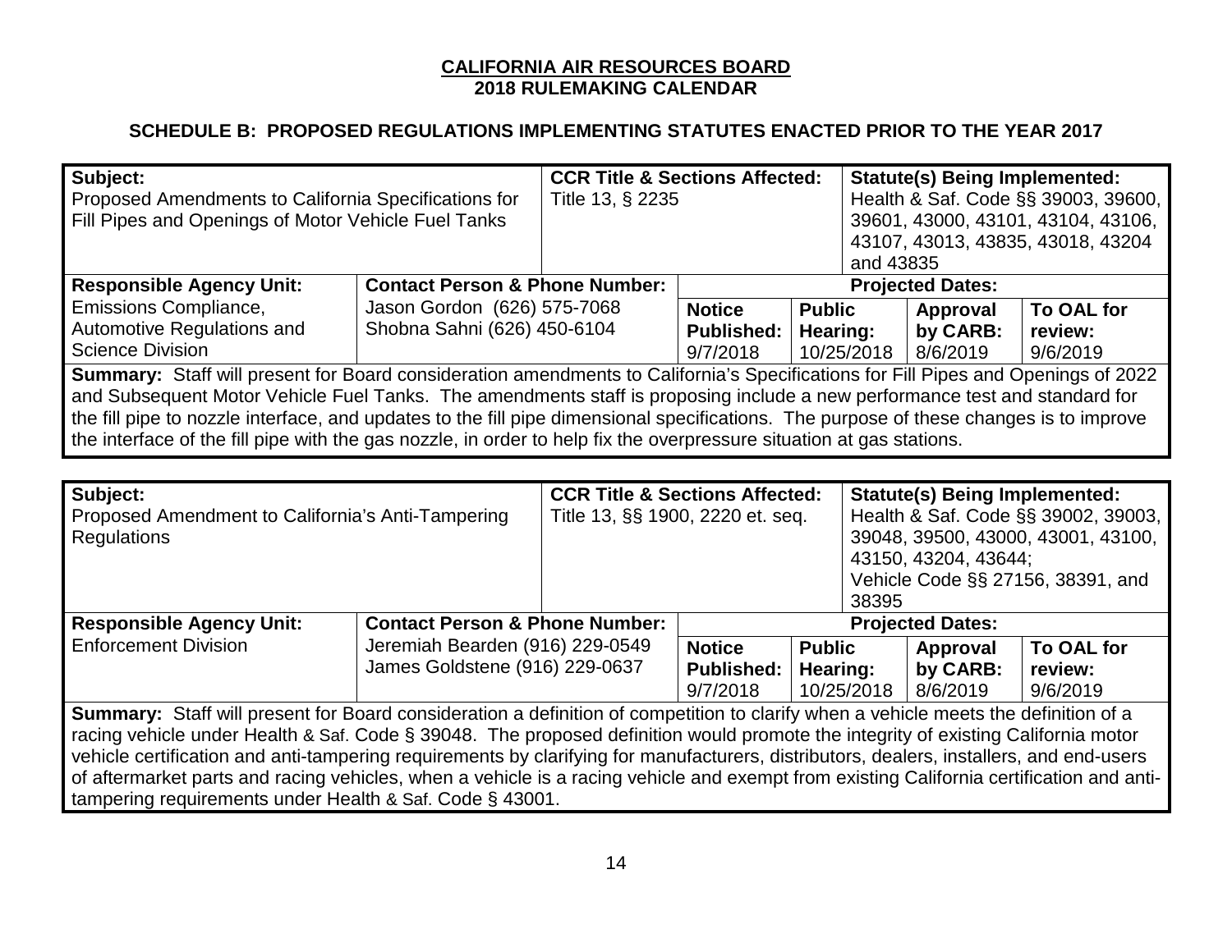**CALIFORNIA AIR RESOURCES BOARD**
**2018 RULEMAKING CALENDAR**

**SCHEDULE B: PROPOSED REGULATIONS IMPLEMENTING STATUTES ENACTED PRIOR TO THE YEAR 2017**

| | | | | | |
|---|---|---|---|---|---|
| **Subject:** Proposed Amendments to California Specifications for Fill Pipes and Openings of Motor Vehicle Fuel Tanks | | **CCR Title & Sections Affected:** Title 13, § 2235 | | **Statute(s) Being Implemented:** Health & Saf. Code §§ 39003, 39600, 39601, 43000, 43101, 43104, 43106, 43107, 43013, 43835, 43018, 43204 and 43835 | |
| **Responsible Agency Unit:** Emissions Compliance, Automotive Regulations and Science Division | **Contact Person & Phone Number:** Jason Gordon (626) 575-7068 Shobna Sahni (626) 450-6104 | **Projected Dates:** | | | |
| | | **Notice Published:** 9/7/2018 | **Public Hearing:** 10/25/2018 | **Approval by CARB:** 8/6/2019 | **To OAL for review:** 9/6/2019 |
| **Summary:** Staff will present for Board consideration amendments to California's Specifications for Fill Pipes and Openings of 2022 and Subsequent Motor Vehicle Fuel Tanks. The amendments staff is proposing include a new performance test and standard for the fill pipe to nozzle interface, and updates to the fill pipe dimensional specifications. The purpose of these changes is to improve the interface of the fill pipe with the gas nozzle, in order to help fix the overpressure situation at gas stations. | | | | | |

| | | | | | |
|---|---|---|---|---|---|
| **Subject:** Proposed Amendment to California's Anti-Tampering Regulations | | **CCR Title & Sections Affected:** Title 13, §§ 1900, 2220 et. seq. | | **Statute(s) Being Implemented:** Health & Saf. Code §§ 39002, 39003, 39048, 39500, 43000, 43001, 43100, 43150, 43204, 43644; Vehicle Code §§ 27156, 38391, and 38395 | |
| **Responsible Agency Unit:** Enforcement Division | **Contact Person & Phone Number:** Jeremiah Bearden (916) 229-0549 James Goldstene (916) 229-0637 | **Projected Dates:** | | | |
| | | **Notice Published:** 9/7/2018 | **Public Hearing:** 10/25/2018 | **Approval by CARB:** 8/6/2019 | **To OAL for review:** 9/6/2019 |
| **Summary:** Staff will present for Board consideration a definition of competition to clarify when a vehicle meets the definition of a racing vehicle under Health & Saf. Code § 39048. The proposed definition would promote the integrity of existing California motor vehicle certification and anti-tampering requirements by clarifying for manufacturers, distributors, dealers, installers, and end-users of aftermarket parts and racing vehicles, when a vehicle is a racing vehicle and exempt from existing California certification and anti-tampering requirements under Health & Saf. Code § 43001. | | | | | |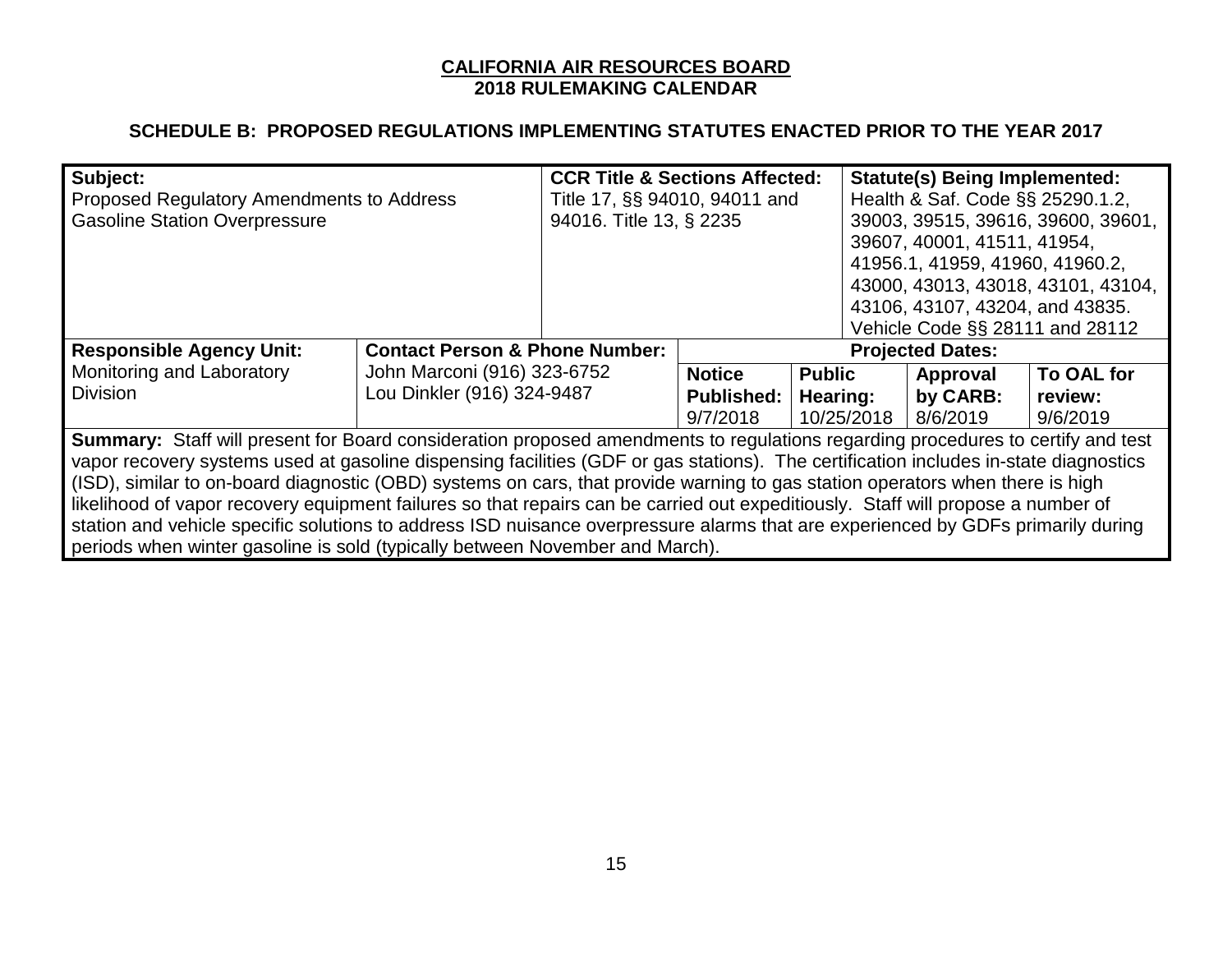**CALIFORNIA AIR RESOURCES BOARD**
**2018 RULEMAKING CALENDAR**

**SCHEDULE B: PROPOSED REGULATIONS IMPLEMENTING STATUTES ENACTED PRIOR TO THE YEAR 2017**

| **Subject:** Proposed Regulatory Amendments to Address Gasoline Station Overpressure | | **CCR Title & Sections Affected:** Title 17, §§ 94010, 94011 and 94016. Title 13, § 2235 | | **Statute(s) Being Implemented:** Health & Saf. Code §§ 25290.1.2, 39003, 39515, 39616, 39600, 39601, 39607, 40001, 41511, 41954, 41956.1, 41959, 41960, 41960.2, 43000, 43013, 43018, 43101, 43104, 43106, 43107, 43204, and 43835. Vehicle Code §§ 28111 and 28112 | |
|---|---|---|---|---|---|
| **Responsible Agency Unit:** | **Contact Person & Phone Number:** | **Projected Dates:** | | | |
| Monitoring and Laboratory Division | John Marconi (916) 323-6752<br>Lou Dinkler (916) 324-9487 | **Notice Published:** 9/7/2018 | **Public Hearing:** 10/25/2018 | **Approval by CARB:** 8/6/2019 | **To OAL for review:** 9/6/2019 |

**Summary:** Staff will present for Board consideration proposed amendments to regulations regarding procedures to certify and test vapor recovery systems used at gasoline dispensing facilities (GDF or gas stations). The certification includes in-state diagnostics (ISD), similar to on-board diagnostic (OBD) systems on cars, that provide warning to gas station operators when there is high likelihood of vapor recovery equipment failures so that repairs can be carried out expeditiously. Staff will propose a number of station and vehicle specific solutions to address ISD nuisance overpressure alarms that are experienced by GDFs primarily during periods when winter gasoline is sold (typically between November and March).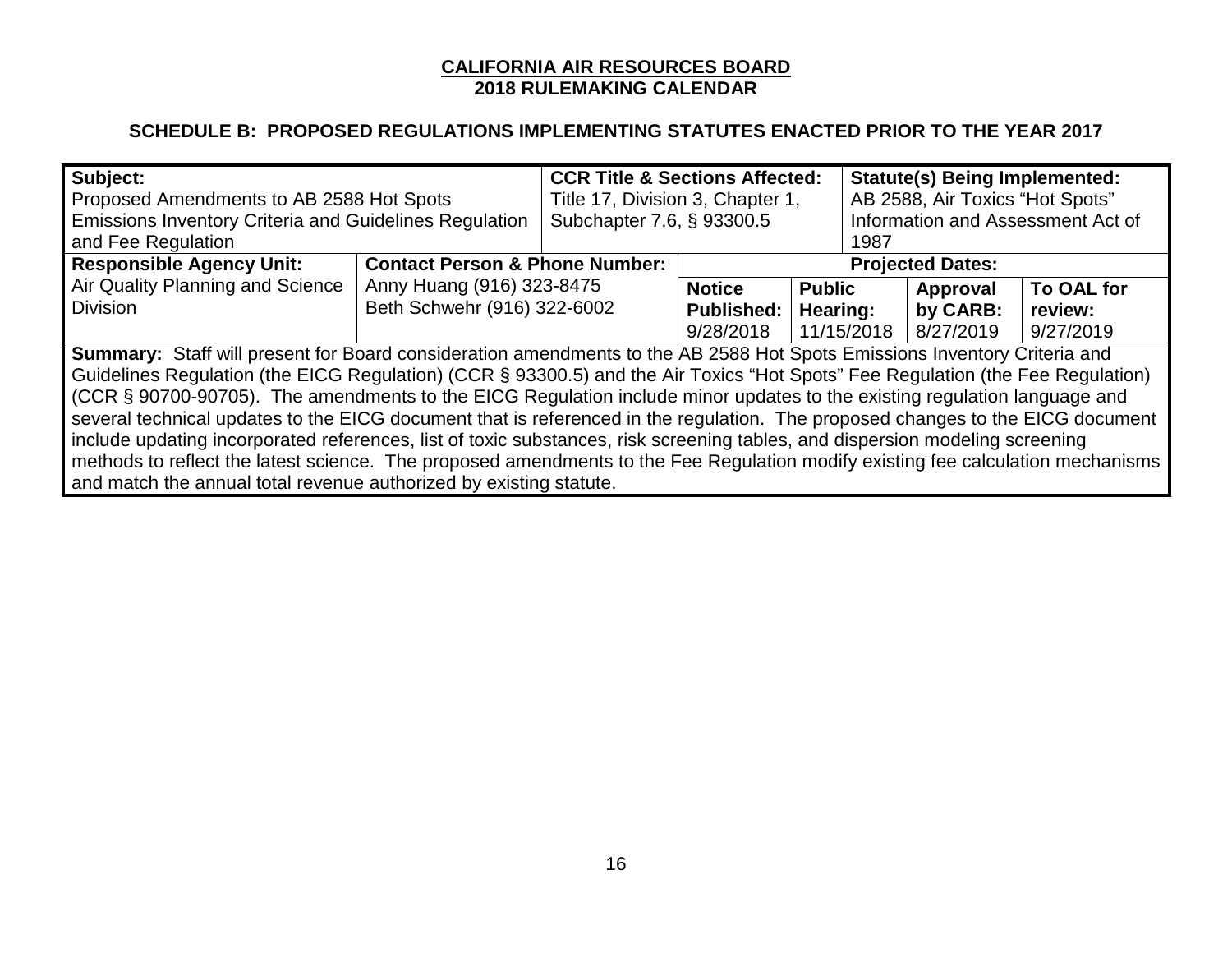**CALIFORNIA AIR RESOURCES BOARD**
**2018 RULEMAKING CALENDAR**

**SCHEDULE B: PROPOSED REGULATIONS IMPLEMENTING STATUTES ENACTED PRIOR TO THE YEAR 2017**

| **Subject:** Proposed Amendments to AB 2588 Hot Spots Emissions Inventory Criteria and Guidelines Regulation and Fee Regulation | | **CCR Title & Sections Affected:** Title 17, Division 3, Chapter 1, Subchapter 7.6, § 93300.5 | | **Statute(s) Being Implemented:** AB 2588, Air Toxics "Hot Spots" Information and Assessment Act of 1987 | |
|---|---|---|---|---|---|
| **Responsible Agency Unit:** | **Contact Person & Phone Number:** | **Projected Dates:** | | | |
| Air Quality Planning and Science Division | Anny Huang (916) 323-8475<br>Beth Schwehr (916) 322-6002 | **Notice Published:** 9/28/2018 | **Public Hearing:** 11/15/2018 | **Approval by CARB:** 8/27/2019 | **To OAL for review:** 9/27/2019 |

**Summary:** Staff will present for Board consideration amendments to the AB 2588 Hot Spots Emissions Inventory Criteria and Guidelines Regulation (the EICG Regulation) (CCR § 93300.5) and the Air Toxics "Hot Spots" Fee Regulation (the Fee Regulation) (CCR § 90700-90705). The amendments to the EICG Regulation include minor updates to the existing regulation language and several technical updates to the EICG document that is referenced in the regulation. The proposed changes to the EICG document include updating incorporated references, list of toxic substances, risk screening tables, and dispersion modeling screening methods to reflect the latest science. The proposed amendments to the Fee Regulation modify existing fee calculation mechanisms and match the annual total revenue authorized by existing statute.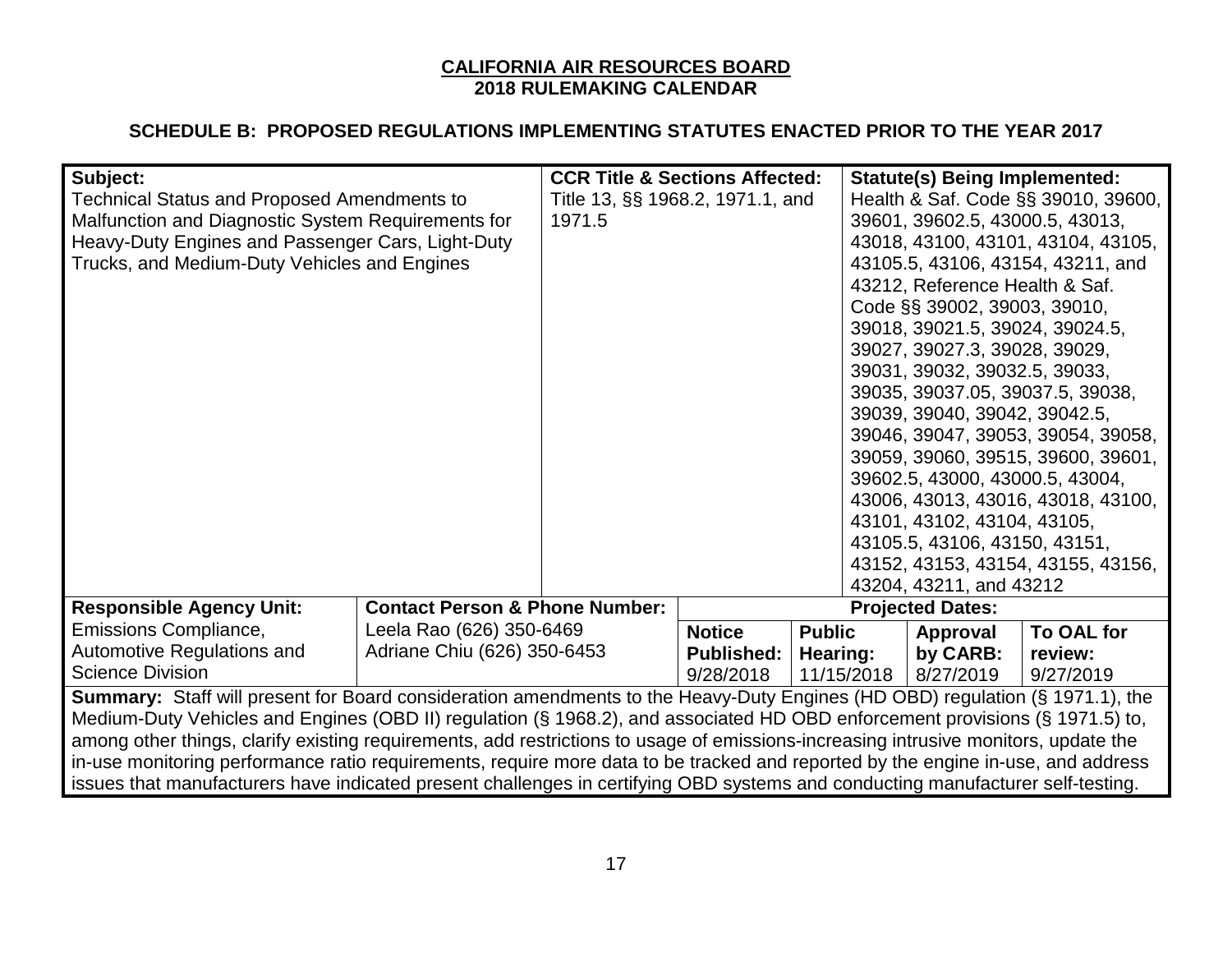**CALIFORNIA AIR RESOURCES BOARD**
**2018 RULEMAKING CALENDAR**

**SCHEDULE B: PROPOSED REGULATIONS IMPLEMENTING STATUTES ENACTED PRIOR TO THE YEAR 2017**

| | | | | | | |
|---|---|---|---|---|---|---|
| **Subject:** Technical Status and Proposed Amendments to Malfunction and Diagnostic System Requirements for Heavy-Duty Engines and Passenger Cars, Light-Duty Trucks, and Medium-Duty Vehicles and Engines | | **CCR Title & Sections Affected:** Title 13, §§ 1968.2, 1971.1, and 1971.5 | | **Statute(s) Being Implemented:** Health & Saf. Code §§ 39010, 39600, 39601, 39602.5, 43000.5, 43013, 43018, 43100, 43101, 43104, 43105, 43105.5, 43106, 43154, 43211, and 43212, Reference Health & Saf. Code §§ 39002, 39003, 39010, 39018, 39021.5, 39024, 39024.5, 39027, 39027.3, 39028, 39029, 39031, 39032, 39032.5, 39033, 39035, 39037.05, 39037.5, 39038, 39039, 39040, 39042, 39042.5, 39046, 39047, 39053, 39054, 39058, 39059, 39060, 39515, 39600, 39601, 39602.5, 43000, 43000.5, 43004, 43006, 43013, 43016, 43018, 43100, 43101, 43102, 43104, 43105, 43105.5, 43106, 43150, 43151, 43152, 43153, 43154, 43155, 43156, 43204, 43211, and 43212 | | |
| **Responsible Agency Unit:** | **Contact Person & Phone Number:** | **Projected Dates:** | | | | |
| Emissions Compliance, Automotive Regulations and Science Division | Leela Rao (626) 350-6469<br>Adriane Chiu (626) 350-6453 | **Notice Published:** 9/28/2018 | **Public Hearing:** 11/15/2018 | **Approval by CARB:** 8/27/2019 | **To OAL for review:** 9/27/2019 | |

**Summary:** Staff will present for Board consideration amendments to the Heavy-Duty Engines (HD OBD) regulation (§ 1971.1), the Medium-Duty Vehicles and Engines (OBD II) regulation (§ 1968.2), and associated HD OBD enforcement provisions (§ 1971.5) to, among other things, clarify existing requirements, add restrictions to usage of emissions-increasing intrusive monitors, update the in-use monitoring performance ratio requirements, require more data to be tracked and reported by the engine in-use, and address issues that manufacturers have indicated present challenges in certifying OBD systems and conducting manufacturer self-testing.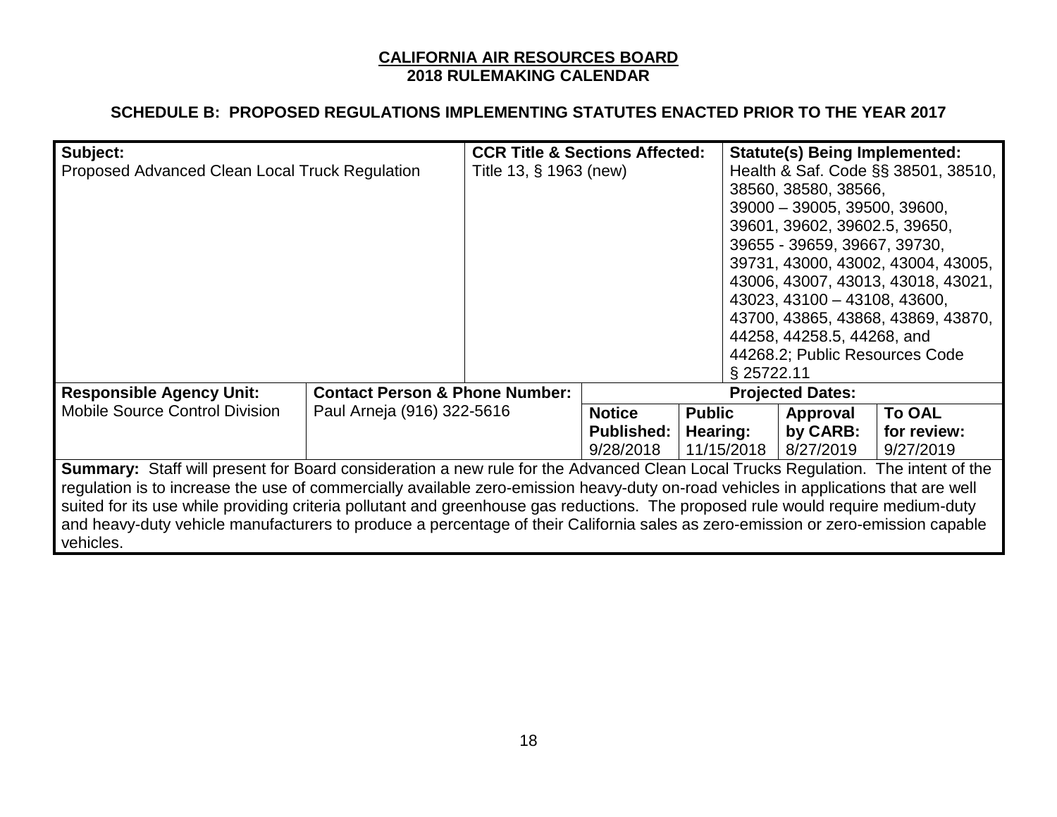**CALIFORNIA AIR RESOURCES BOARD**
**2018 RULEMAKING CALENDAR**

**SCHEDULE B: PROPOSED REGULATIONS IMPLEMENTING STATUTES ENACTED PRIOR TO THE YEAR 2017**

| **Subject:** | | **CCR Title & Sections Affected:** | | **Statute(s) Being Implemented:** | |
|---|---|---|---|---|---|
| Proposed Advanced Clean Local Truck Regulation | | Title 13, § 1963 (new) | | Health & Saf. Code §§ 38501, 38510, 38560, 38580, 38566, 39000 – 39005, 39500, 39600, 39601, 39602, 39602.5, 39650, 39655 - 39659, 39667, 39730, 39731, 43000, 43002, 43004, 43005, 43006, 43007, 43013, 43018, 43021, 43023, 43100 – 43108, 43600, 43700, 43865, 43868, 43869, 43870, 44258, 44258.5, 44268, and 44268.2; Public Resources Code § 25722.11 | |
| **Responsible Agency Unit:** | **Contact Person & Phone Number:** | **Projected Dates:** | | | |
| Mobile Source Control Division | Paul Arneja (916) 322-5616 | **Notice Published:** 9/28/2018 | **Public Hearing:** 11/15/2018 | **Approval by CARB:** 8/27/2019 | **To OAL for review:** 9/27/2019 |

**Summary:** Staff will present for Board consideration a new rule for the Advanced Clean Local Trucks Regulation. The intent of the regulation is to increase the use of commercially available zero-emission heavy-duty on-road vehicles in applications that are well suited for its use while providing criteria pollutant and greenhouse gas reductions. The proposed rule would require medium-duty and heavy-duty vehicle manufacturers to produce a percentage of their California sales as zero-emission or zero-emission capable vehicles.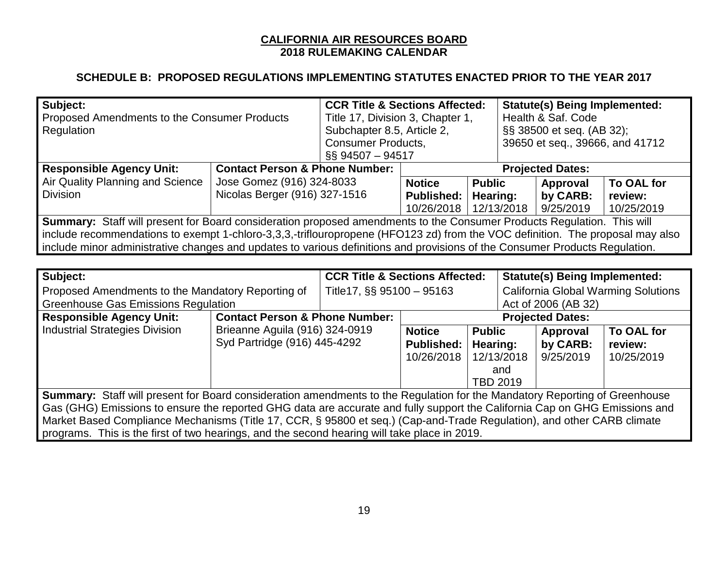**CALIFORNIA AIR RESOURCES BOARD**
**2018 RULEMAKING CALENDAR**

**SCHEDULE B: PROPOSED REGULATIONS IMPLEMENTING STATUTES ENACTED PRIOR TO THE YEAR 2017**

| | | | | | |
|---|---|---|---|---|---|
| **Subject:** Proposed Amendments to the Consumer Products Regulation | | **CCR Title & Sections Affected:** Title 17, Division 3, Chapter 1, Subchapter 8.5, Article 2, Consumer Products, §§ 94507 – 94517 | | **Statute(s) Being Implemented:** Health & Saf. Code §§ 38500 et seq. (AB 32); 39650 et seq., 39666, and 41712 | |
| **Responsible Agency Unit:** Air Quality Planning and Science Division | **Contact Person & Phone Number:** Jose Gomez (916) 324-8033 Nicolas Berger (916) 327-1516 | **Projected Dates:** **Notice Published:** 10/26/2018 | **Public Hearing:** 12/13/2018 | **Approval by CARB:** 9/25/2019 | **To OAL for review:** 10/25/2019 |
| **Summary:** Staff will present for Board consideration proposed amendments to the Consumer Products Regulation. This will include recommendations to exempt 1-chloro-3,3,3,-triflouropropene (HFO123 zd) from the VOC definition. The proposal may also include minor administrative changes and updates to various definitions and provisions of the Consumer Products Regulation. | | | | | |

| | | | | | |
|---|---|---|---|---|---|
| **Subject:** Proposed Amendments to the Mandatory Reporting of Greenhouse Gas Emissions Regulation | | **CCR Title & Sections Affected:** Title17, §§ 95100 – 95163 | | **Statute(s) Being Implemented:** California Global Warming Solutions Act of 2006 (AB 32) | |
| **Responsible Agency Unit:** Industrial Strategies Division | **Contact Person & Phone Number:** Brieanne Aguila (916) 324-0919 Syd Partridge (916) 445-4292 | **Projected Dates:** **Notice Published:** 10/26/2018 | **Public Hearing:** 12/13/2018 and TBD 2019 | **Approval by CARB:** 9/25/2019 | **To OAL for review:** 10/25/2019 |
| **Summary:** Staff will present for Board consideration amendments to the Regulation for the Mandatory Reporting of Greenhouse Gas (GHG) Emissions to ensure the reported GHG data are accurate and fully support the California Cap on GHG Emissions and Market Based Compliance Mechanisms (Title 17, CCR, § 95800 et seq.) (Cap-and-Trade Regulation), and other CARB climate programs. This is the first of two hearings, and the second hearing will take place in 2019. | | | | | |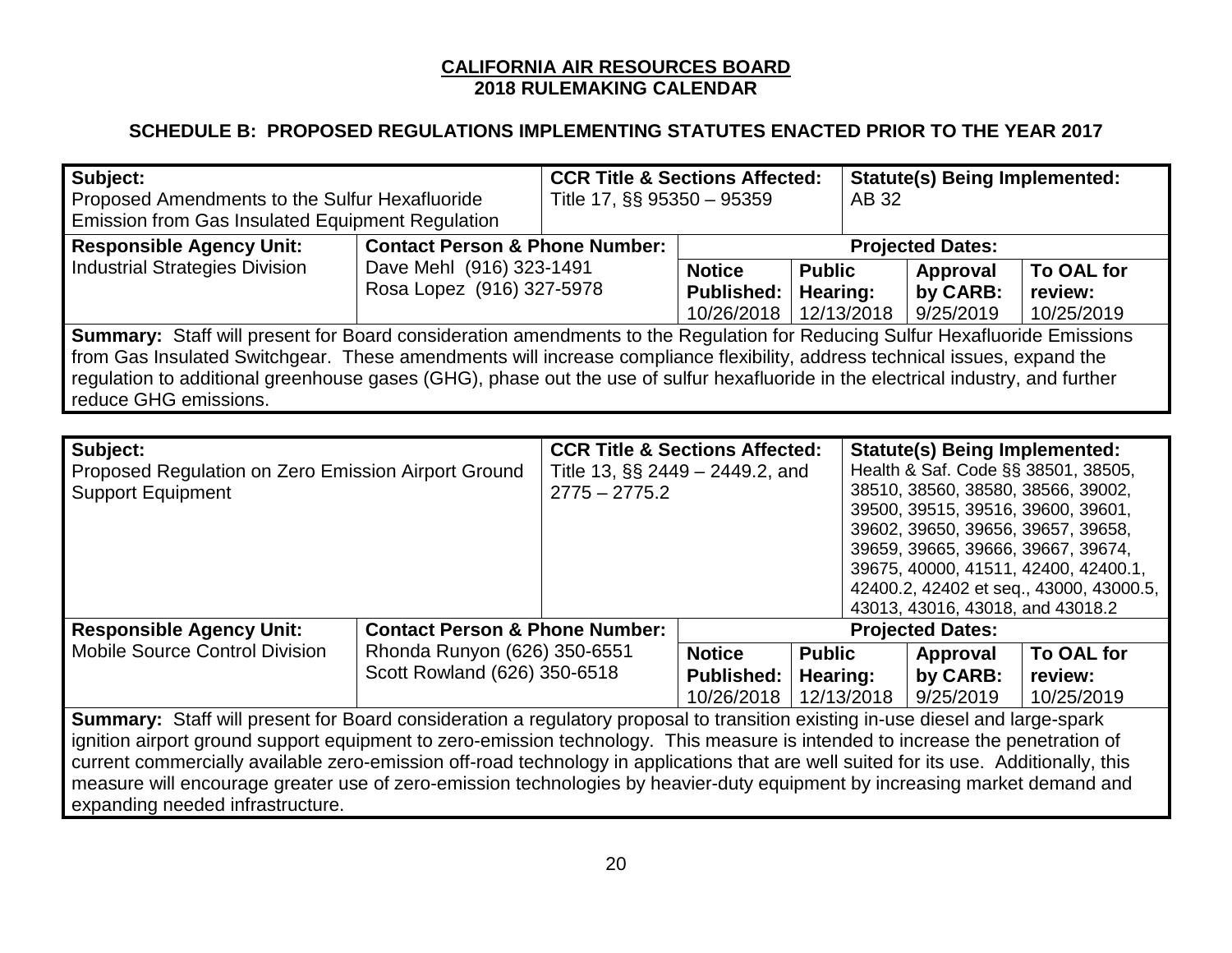**CALIFORNIA AIR RESOURCES BOARD**
**2018 RULEMAKING CALENDAR**

## SCHEDULE B: PROPOSED REGULATIONS IMPLEMENTING STATUTES ENACTED PRIOR TO THE YEAR 2017

| | | | | | |
|---|---|---|---|---|---|
| **Subject:** Proposed Amendments to the Sulfur Hexafluoride Emission from Gas Insulated Equipment Regulation | | **CCR Title & Sections Affected:** Title 17, §§ 95350 – 95359 | | **Statute(s) Being Implemented:** AB 32 | |
| **Responsible Agency Unit:** | **Contact Person & Phone Number:** | **Projected Dates:** | | | |
| Industrial Strategies Division | Dave Mehl (916) 323-1491<br>Rosa Lopez (916) 327-5978 | **Notice Published:** 10/26/2018 | **Public Hearing:** 12/13/2018 | **Approval by CARB:** 9/25/2019 | **To OAL for review:** 10/25/2019 |
| **Summary:** Staff will present for Board consideration amendments to the Regulation for Reducing Sulfur Hexafluoride Emissions from Gas Insulated Switchgear. These amendments will increase compliance flexibility, address technical issues, expand the regulation to additional greenhouse gases (GHG), phase out the use of sulfur hexafluoride in the electrical industry, and further reduce GHG emissions. | | | | | |

| | | | | | |
|---|---|---|---|---|---|
| **Subject:** Proposed Regulation on Zero Emission Airport Ground Support Equipment | | **CCR Title & Sections Affected:** Title 13, §§ 2449 – 2449.2, and 2775 – 2775.2 | | **Statute(s) Being Implemented:** Health & Saf. Code §§ 38501, 38505, 38510, 38560, 38580, 38566, 39002, 39500, 39515, 39516, 39600, 39601, 39602, 39650, 39656, 39657, 39658, 39659, 39665, 39666, 39667, 39674, 39675, 40000, 41511, 42400, 42400.1, 42400.2, 42402 et seq., 43000, 43000.5, 43013, 43016, 43018, and 43018.2 | |
| **Responsible Agency Unit:** | **Contact Person & Phone Number:** | **Projected Dates:** | | | |
| Mobile Source Control Division | Rhonda Runyon (626) 350-6551<br>Scott Rowland (626) 350-6518 | **Notice Published:** 10/26/2018 | **Public Hearing:** 12/13/2018 | **Approval by CARB:** 9/25/2019 | **To OAL for review:** 10/25/2019 |
| **Summary:** Staff will present for Board consideration a regulatory proposal to transition existing in-use diesel and large-spark ignition airport ground support equipment to zero-emission technology. This measure is intended to increase the penetration of current commercially available zero-emission off-road technology in applications that are well suited for its use. Additionally, this measure will encourage greater use of zero-emission technologies by heavier-duty equipment by increasing market demand and expanding needed infrastructure. | | | | | |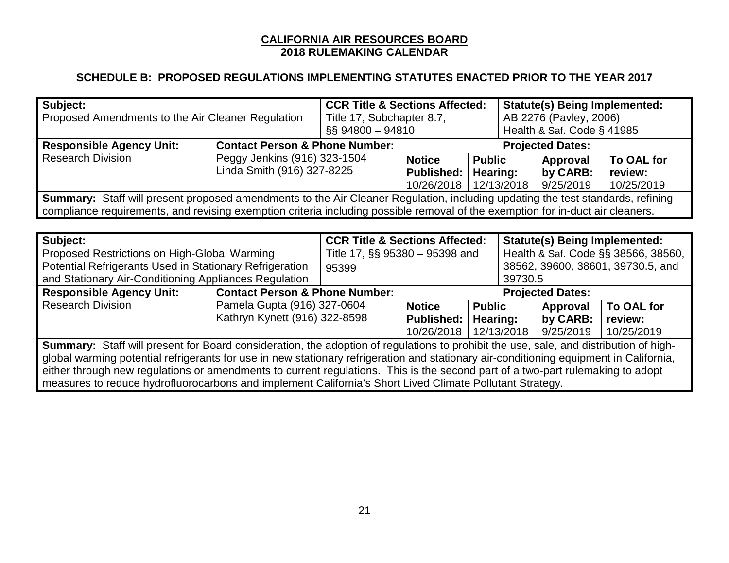**CALIFORNIA AIR RESOURCES BOARD**
**2018 RULEMAKING CALENDAR**

**SCHEDULE B: PROPOSED REGULATIONS IMPLEMENTING STATUTES ENACTED PRIOR TO THE YEAR 2017**

| | | | | | |
|---|---|---|---|---|---|
| **Subject:** Proposed Amendments to the Air Cleaner Regulation | | **CCR Title & Sections Affected:** Title 17, Subchapter 8.7, §§ 94800 – 94810 | | **Statute(s) Being Implemented:** AB 2276 (Pavley, 2006) Health & Saf. Code § 41985 | |
| **Responsible Agency Unit:** Research Division | **Contact Person & Phone Number:** Peggy Jenkins (916) 323-1504 Linda Smith (916) 327-8225 | **Projected Dates:** | | | |
| | | **Notice Published:** 10/26/2018 | **Public Hearing:** 12/13/2018 | **Approval by CARB:** 9/25/2019 | **To OAL for review:** 10/25/2019 |
| **Summary:** Staff will present proposed amendments to the Air Cleaner Regulation, including updating the test standards, refining compliance requirements, and revising exemption criteria including possible removal of the exemption for in-duct air cleaners. | | | | | |

| | | | | | |
|---|---|---|---|---|---|
| **Subject:** Proposed Restrictions on High-Global Warming Potential Refrigerants Used in Stationary Refrigeration and Stationary Air-Conditioning Appliances Regulation | | **CCR Title & Sections Affected:** Title 17, §§ 95380 – 95398 and 95399 | | **Statute(s) Being Implemented:** Health & Saf. Code §§ 38566, 38560, 38562, 39600, 38601, 39730.5, and 39730.5 | |
| **Responsible Agency Unit:** Research Division | **Contact Person & Phone Number:** Pamela Gupta (916) 327-0604 Kathryn Kynett (916) 322-8598 | **Projected Dates:** | | | |
| | | **Notice Published:** 10/26/2018 | **Public Hearing:** 12/13/2018 | **Approval by CARB:** 9/25/2019 | **To OAL for review:** 10/25/2019 |
| **Summary:** Staff will present for Board consideration, the adoption of regulations to prohibit the use, sale, and distribution of high-global warming potential refrigerants for use in new stationary refrigeration and stationary air-conditioning equipment in California, either through new regulations or amendments to current regulations. This is the second part of a two-part rulemaking to adopt measures to reduce hydrofluorocarbons and implement California's Short Lived Climate Pollutant Strategy. | | | | | |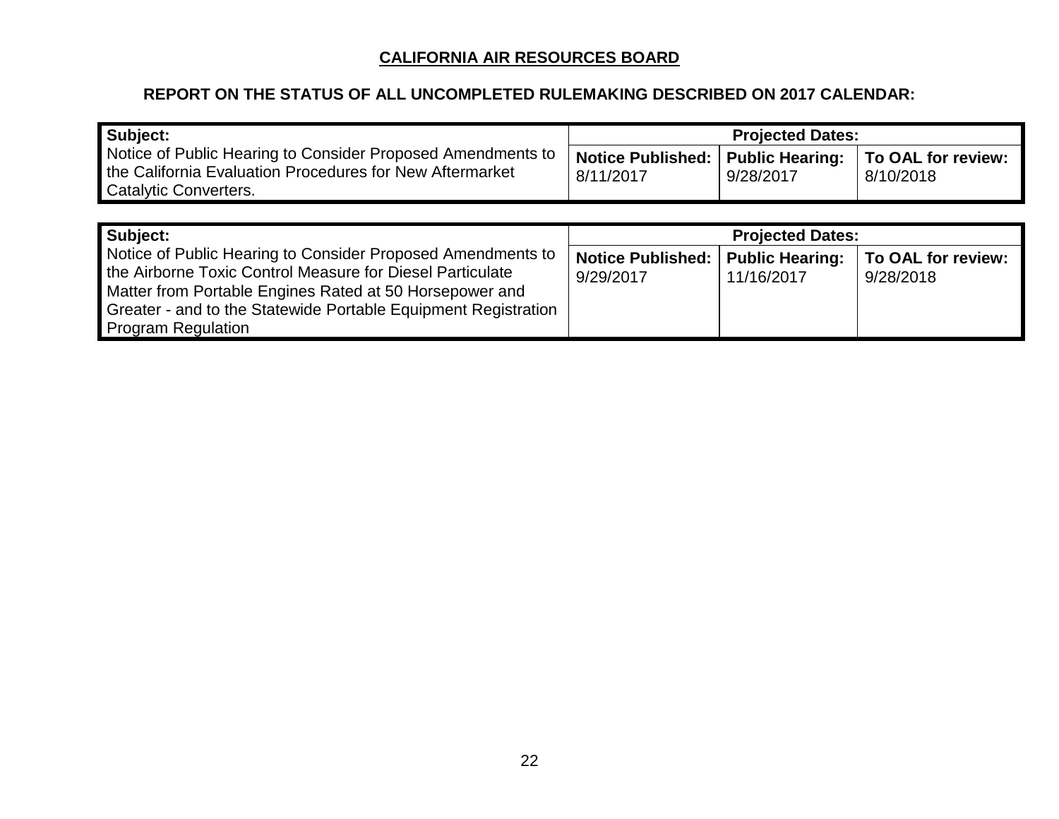**CALIFORNIA AIR RESOURCES BOARD**

**REPORT ON THE STATUS OF ALL UNCOMPLETED RULEMAKING DESCRIBED ON 2017 CALENDAR:**

| Subject: | Projected Dates: | | |
|---|---|---|---|
| | **Notice Published:** | **Public Hearing:** | **To OAL for review:** |
| Notice of Public Hearing to Consider Proposed Amendments to the California Evaluation Procedures for New Aftermarket Catalytic Converters. | 8/11/2017 | 9/28/2017 | 8/10/2018 |

| Subject: | Projected Dates: | | |
|---|---|---|---|
| | **Notice Published:** | **Public Hearing:** | **To OAL for review:** |
| Notice of Public Hearing to Consider Proposed Amendments to the Airborne Toxic Control Measure for Diesel Particulate Matter from Portable Engines Rated at 50 Horsepower and Greater - and to the Statewide Portable Equipment Registration Program Regulation | 9/29/2017 | 11/16/2017 | 9/28/2018 |